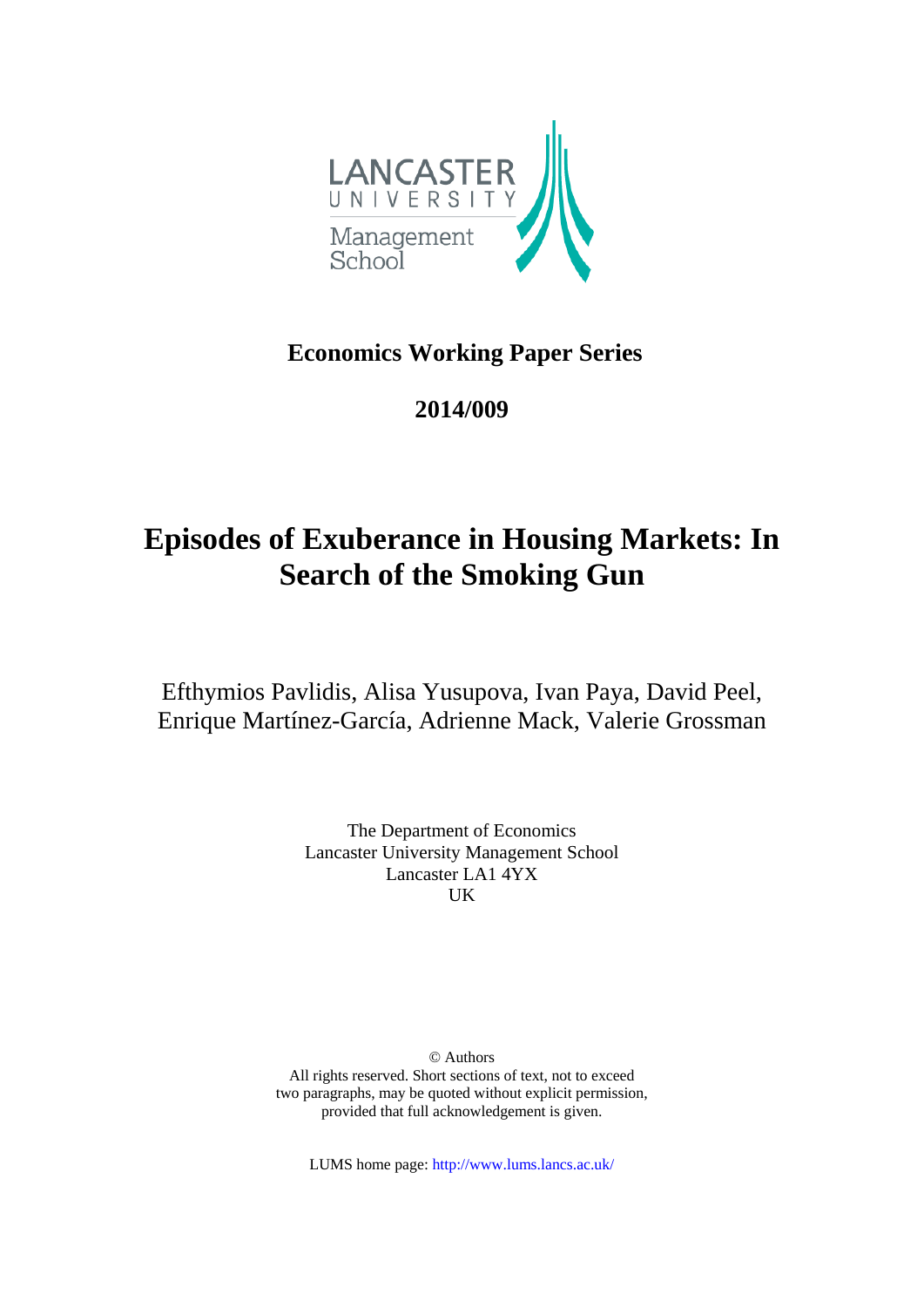LANCASTER UNIVERSITY

Management School

**Economics Working Paper Series**

**2014/009**

# Episodes of Exuberance in Housing Markets: In Search of the Smoking Gun

Efthymios Pavlidis, Alisa Yusupova, Ivan Paya, David Peel, Enrique Martínez-García, Adrienne Mack, Valerie Grossman

The Department of Economics
Lancaster University Management School
Lancaster LA1 4YX
UK

© Authors
All rights reserved. Short sections of text, not to exceed two paragraphs, may be quoted without explicit permission, provided that full acknowledgement is given.

LUMS home page: http://www.lums.lancs.ac.uk/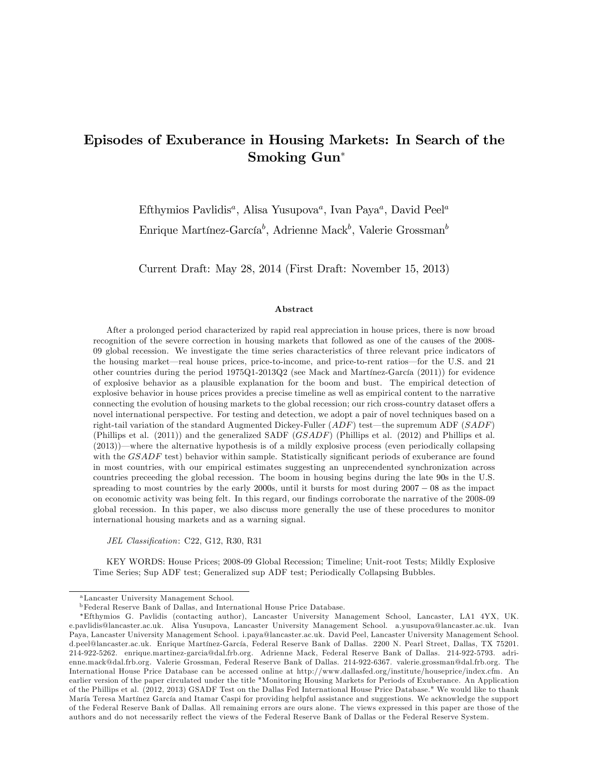# Episodes of Exuberance in Housing Markets: In Search of the Smoking Gun*

Efthymios Pavlidis[a], Alisa Yusupova[a], Ivan Paya[a], David Peel[a]

Enrique Martínez-García[b], Adrienne Mack[b], Valerie Grossman[b]

Current Draft: May 28, 2014 (First Draft: November 15, 2013)

### Abstract

After a prolonged period characterized by rapid real appreciation in house prices, there is now broad recognition of the severe correction in housing markets that followed as one of the causes of the 2008-09 global recession. We investigate the time series characteristics of three relevant price indicators of the housing market—real house prices, price-to-income, and price-to-rent ratios—for the U.S. and 21 other countries during the period 1975Q1-2013Q2 (see Mack and Martínez-García (2011)) for evidence of explosive behavior as a plausible explanation for the boom and bust. The empirical detection of explosive behavior in house prices provides a precise timeline as well as empirical content to the narrative connecting the evolution of housing markets to the global recession; our rich cross-country dataset offers a novel international perspective. For testing and detection, we adopt a pair of novel techniques based on a right-tail variation of the standard Augmented Dickey-Fuller (*ADF*) test—the supremum ADF (*SADF*) (Phillips et al. (2011)) and the generalized SADF (*GSADF*) (Phillips et al. (2012) and Phillips et al. (2013))—where the alternative hypothesis is of a mildly explosive process (even periodically collapsing with the *GSADF* test) behavior within sample. Statistically significant periods of exuberance are found in most countries, with our empirical estimates suggesting an unprecendented synchronization across countries preceeding the global recession. The boom in housing begins during the late 90s in the U.S. spreading to most countries by the early 2000s, until it bursts for most during $2007-08$ as the impact on economic activity was being felt. In this regard, our findings corroborate the narrative of the 2008-09 global recession. In this paper, we also discuss more generally the use of these procedures to monitor international housing markets and as a warning signal.

*JEL Classification*: C22, G12, R30, R31

KEY WORDS: House Prices; 2008-09 Global Recession; Timeline; Unit-root Tests; Mildly Explosive Time Series; Sup ADF test; Generalized sup ADF test; Periodically Collapsing Bubbles.

---

[a] Lancaster University Management School.

[b] Federal Reserve Bank of Dallas, and International House Price Database.

*Efthymios G. Pavlidis (contacting author), Lancaster University Management School, Lancaster, LA1 4YX, UK. e.pavlidis@lancaster.ac.uk. Alisa Yusupova, Lancaster University Management School. a.yusupova@lancaster.ac.uk. Ivan Paya, Lancaster University Management School. i.paya@lancaster.ac.uk. David Peel, Lancaster University Management School. d.peel@lancaster.ac.uk. Enrique Martínez-García, Federal Reserve Bank of Dallas. 2200 N. Pearl Street, Dallas, TX 75201. 214-922-5262. enrique.martinez-garcia@dal.frb.org. Adrienne Mack, Federal Reserve Bank of Dallas. 214-922-5793. adrienne.mack@dal.frb.org. Valerie Grossman, Federal Reserve Bank of Dallas. 214-922-6367. valerie.grossman@dal.frb.org. The International House Price Database can be accessed online at http://www.dallasfed.org/institute/houseprice/index.cfm. An earlier version of the paper circulated under the title "Monitoring Housing Markets for Periods of Exuberance. An Application of the Phillips et al. (2012, 2013) GSADF Test on the Dallas Fed International House Price Database." We would like to thank María Teresa Martínez García and Itamar Caspi for providing helpful assistance and suggestions. We acknowledge the support of the Federal Reserve Bank of Dallas. All remaining errors are ours alone. The views expressed in this paper are those of the authors and do not necessarily reflect the views of the Federal Reserve Bank of Dallas or the Federal Reserve System.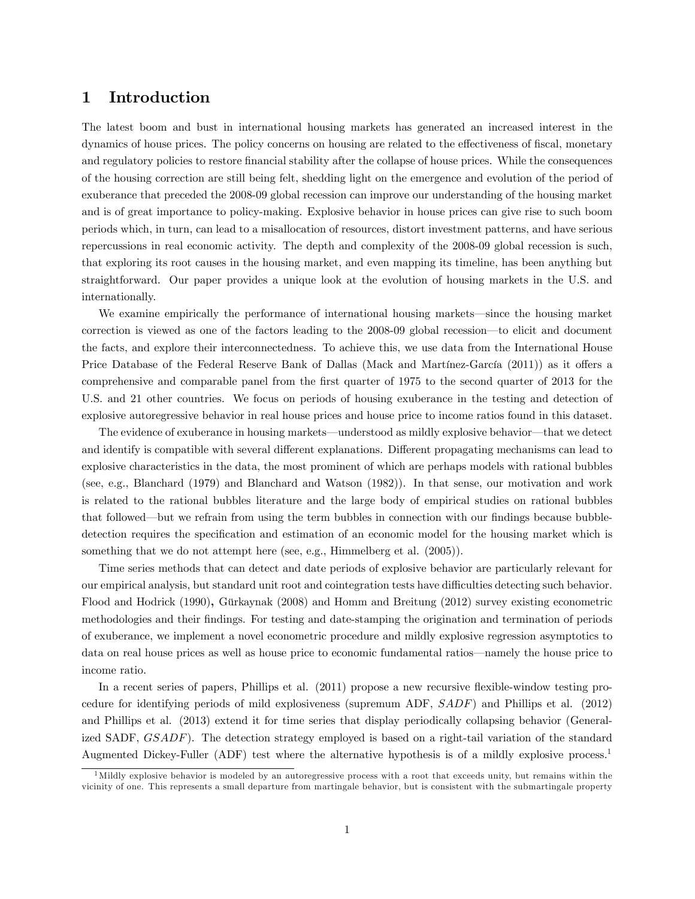# 1 Introduction

The latest boom and bust in international housing markets has generated an increased interest in the dynamics of house prices. The policy concerns on housing are related to the effectiveness of fiscal, monetary and regulatory policies to restore financial stability after the collapse of house prices. While the consequences of the housing correction are still being felt, shedding light on the emergence and evolution of the period of exuberance that preceded the 2008-09 global recession can improve our understanding of the housing market and is of great importance to policy-making. Explosive behavior in house prices can give rise to such boom periods which, in turn, can lead to a misallocation of resources, distort investment patterns, and have serious repercussions in real economic activity. The depth and complexity of the 2008-09 global recession is such, that exploring its root causes in the housing market, and even mapping its timeline, has been anything but straightforward. Our paper provides a unique look at the evolution of housing markets in the U.S. and internationally.

We examine empirically the performance of international housing markets—since the housing market correction is viewed as one of the factors leading to the 2008-09 global recession—to elicit and document the facts, and explore their interconnectedness. To achieve this, we use data from the International House Price Database of the Federal Reserve Bank of Dallas (Mack and Martínez-García (2011)) as it offers a comprehensive and comparable panel from the first quarter of 1975 to the second quarter of 2013 for the U.S. and 21 other countries. We focus on periods of housing exuberance in the testing and detection of explosive autoregressive behavior in real house prices and house price to income ratios found in this dataset.

The evidence of exuberance in housing markets—understood as mildly explosive behavior—that we detect and identify is compatible with several different explanations. Different propagating mechanisms can lead to explosive characteristics in the data, the most prominent of which are perhaps models with rational bubbles (see, e.g., Blanchard (1979) and Blanchard and Watson (1982)). In that sense, our motivation and work is related to the rational bubbles literature and the large body of empirical studies on rational bubbles that followed—but we refrain from using the term bubbles in connection with our findings because bubble-detection requires the specification and estimation of an economic model for the housing market which is something that we do not attempt here (see, e.g., Himmelberg et al. (2005)).

Time series methods that can detect and date periods of explosive behavior are particularly relevant for our empirical analysis, but standard unit root and cointegration tests have difficulties detecting such behavior. Flood and Hodrick (1990), Gürkaynak (2008) and Homm and Breitung (2012) survey existing econometric methodologies and their findings. For testing and date-stamping the origination and termination of periods of exuberance, we implement a novel econometric procedure and mildly explosive regression asymptotics to data on real house prices as well as house price to economic fundamental ratios—namely the house price to income ratio.

In a recent series of papers, Phillips et al. (2011) propose a new recursive flexible-window testing procedure for identifying periods of mild explosiveness (supremum ADF, *SADF*) and Phillips et al. (2012) and Phillips et al. (2013) extend it for time series that display periodically collapsing behavior (Generalized SADF, *GSADF*). The detection strategy employed is based on a right-tail variation of the standard Augmented Dickey-Fuller (ADF) test where the alternative hypothesis is of a mildly explosive process.[1]

[1] Mildly explosive behavior is modeled by an autoregressive process with a root that exceeds unity, but remains within the vicinity of one. This represents a small departure from martingale behavior, but is consistent with the submartingale property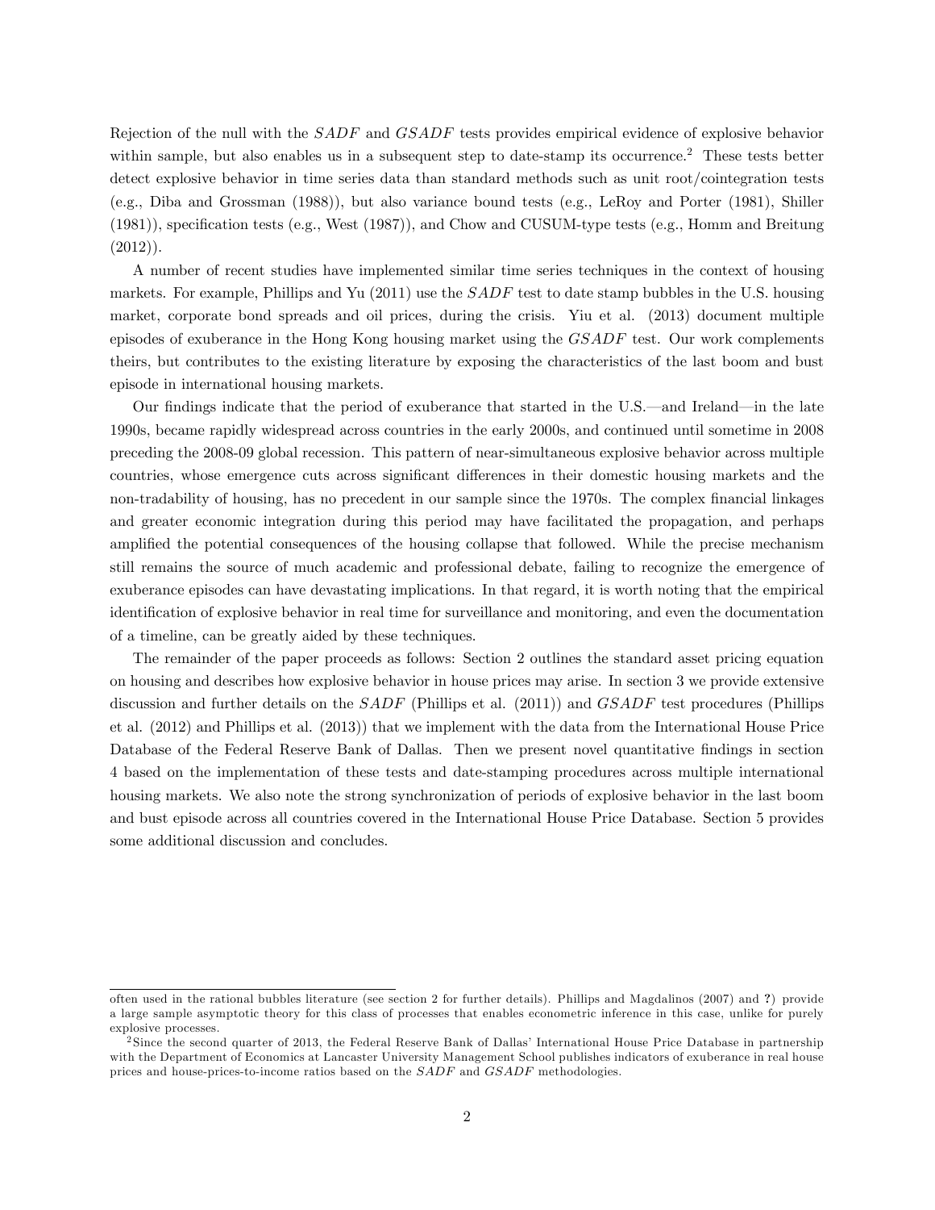Rejection of the null with the *SADF* and *GSADF* tests provides empirical evidence of explosive behavior within sample, but also enables us in a subsequent step to date-stamp its occurrence.[2] These tests better detect explosive behavior in time series data than standard methods such as unit root/cointegration tests (e.g., Diba and Grossman (1988)), but also variance bound tests (e.g., LeRoy and Porter (1981), Shiller (1981)), specification tests (e.g., West (1987)), and Chow and CUSUM-type tests (e.g., Homm and Breitung (2012)).

A number of recent studies have implemented similar time series techniques in the context of housing markets. For example, Phillips and Yu (2011) use the *SADF* test to date stamp bubbles in the U.S. housing market, corporate bond spreads and oil prices, during the crisis. Yiu et al. (2013) document multiple episodes of exuberance in the Hong Kong housing market using the *GSADF* test. Our work complements theirs, but contributes to the existing literature by exposing the characteristics of the last boom and bust episode in international housing markets.

Our findings indicate that the period of exuberance that started in the U.S.—and Ireland—in the late 1990s, became rapidly widespread across countries in the early 2000s, and continued until sometime in 2008 preceding the 2008-09 global recession. This pattern of near-simultaneous explosive behavior across multiple countries, whose emergence cuts across significant differences in their domestic housing markets and the non-tradability of housing, has no precedent in our sample since the 1970s. The complex financial linkages and greater economic integration during this period may have facilitated the propagation, and perhaps amplified the potential consequences of the housing collapse that followed. While the precise mechanism still remains the source of much academic and professional debate, failing to recognize the emergence of exuberance episodes can have devastating implications. In that regard, it is worth noting that the empirical identification of explosive behavior in real time for surveillance and monitoring, and even the documentation of a timeline, can be greatly aided by these techniques.

The remainder of the paper proceeds as follows: Section 2 outlines the standard asset pricing equation on housing and describes how explosive behavior in house prices may arise. In section 3 we provide extensive discussion and further details on the *SADF* (Phillips et al. (2011)) and *GSADF* test procedures (Phillips et al. (2012) and Phillips et al. (2013)) that we implement with the data from the International House Price Database of the Federal Reserve Bank of Dallas. Then we present novel quantitative findings in section 4 based on the implementation of these tests and date-stamping procedures across multiple international housing markets. We also note the strong synchronization of periods of explosive behavior in the last boom and bust episode across all countries covered in the International House Price Database. Section 5 provides some additional discussion and concludes.

---

often used in the rational bubbles literature (see section 2 for further details). Phillips and Magdalinos (2007) and **?**) provide a large sample asymptotic theory for this class of processes that enables econometric inference in this case, unlike for purely explosive processes.

[2] Since the second quarter of 2013, the Federal Reserve Bank of Dallas' International House Price Database in partnership with the Department of Economics at Lancaster University Management School publishes indicators of exuberance in real house prices and house-prices-to-income ratios based on the *SADF* and *GSADF* methodologies.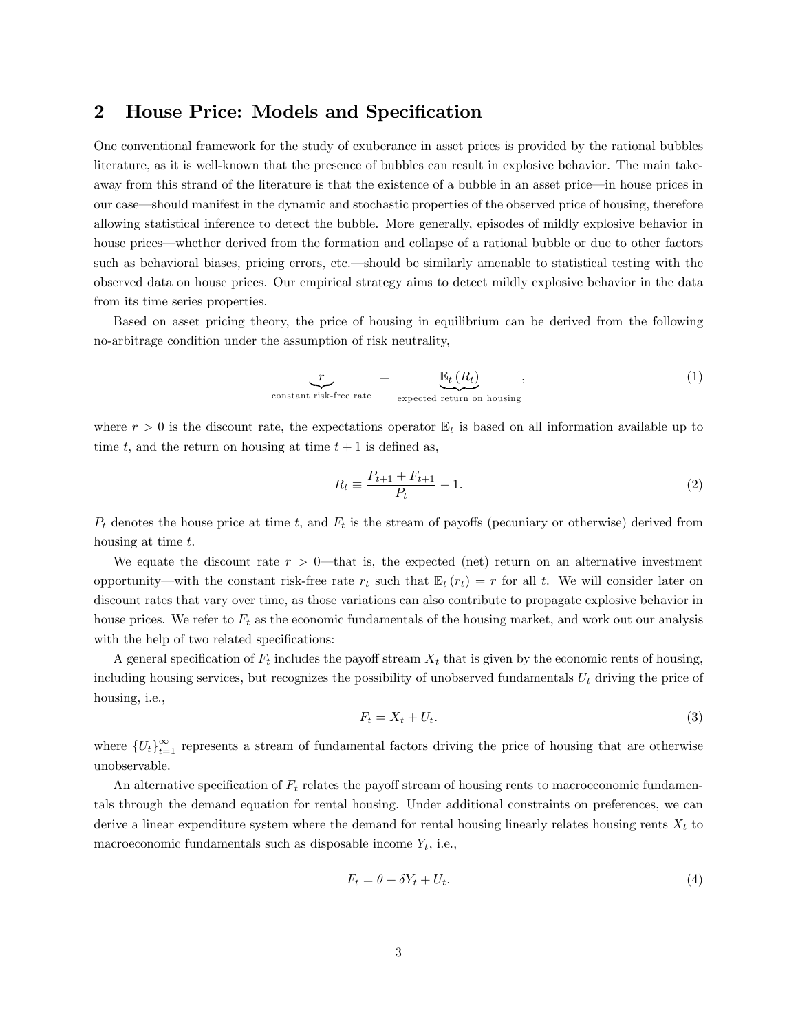## 2 House Price: Models and Specification

One conventional framework for the study of exuberance in asset prices is provided by the rational bubbles literature, as it is well-known that the presence of bubbles can result in explosive behavior. The main take-away from this strand of the literature is that the existence of a bubble in an asset price—in house prices in our case—should manifest in the dynamic and stochastic properties of the observed price of housing, therefore allowing statistical inference to detect the bubble. More generally, episodes of mildly explosive behavior in house prices—whether derived from the formation and collapse of a rational bubble or due to other factors such as behavioral biases, pricing errors, etc.—should be similarly amenable to statistical testing with the observed data on house prices. Our empirical strategy aims to detect mildly explosive behavior in the data from its time series properties.

Based on asset pricing theory, the price of housing in equilibrium can be derived from the following no-arbitrage condition under the assumption of risk neutrality,

$$\underbrace{r}_{\text{constant risk-free rate}} = \underbrace{\mathbb{E}_t\left(R_t\right)}_{\text{expected return on housing}}, \tag{1}$$

where $r > 0$ is the discount rate, the expectations operator $\mathbb{E}_t$ is based on all information available up to time $t$, and the return on housing at time $t+1$ is defined as,

$$R_t \equiv \frac{P_{t+1} + F_{t+1}}{P_t} - 1. \tag{2}$$

$P_t$ denotes the house price at time $t$, and $F_t$ is the stream of payoffs (pecuniary or otherwise) derived from housing at time $t$.

We equate the discount rate $r > 0$—that is, the expected (net) return on an alternative investment opportunity—with the constant risk-free rate $r_t$ such that $\mathbb{E}_t\left(r_t\right) = r$ for all $t$. We will consider later on discount rates that vary over time, as those variations can also contribute to propagate explosive behavior in house prices. We refer to $F_t$ as the economic fundamentals of the housing market, and work out our analysis with the help of two related specifications:

A general specification of $F_t$ includes the payoff stream $X_t$ that is given by the economic rents of housing, including housing services, but recognizes the possibility of unobserved fundamentals $U_t$ driving the price of housing, i.e.,

$$F_t = X_t + U_t. \tag{3}$$

where $\{U_t\}_{t=1}^{\infty}$ represents a stream of fundamental factors driving the price of housing that are otherwise unobservable.

An alternative specification of $F_t$ relates the payoff stream of housing rents to macroeconomic fundamentals through the demand equation for rental housing. Under additional constraints on preferences, we can derive a linear expenditure system where the demand for rental housing linearly relates housing rents $X_t$ to macroeconomic fundamentals such as disposable income $Y_t$, i.e.,

$$F_t = \theta + \delta Y_t + U_t. \tag{4}$$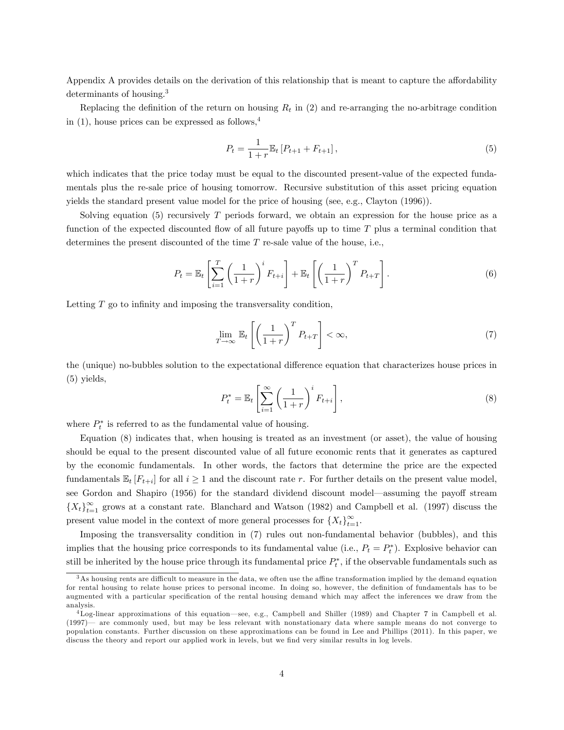Appendix A provides details on the derivation of this relationship that is meant to capture the affordability determinants of housing.[3]

Replacing the definition of the return on housing $R_t$ in (2) and re-arranging the no-arbitrage condition in (1), house prices can be expressed as follows,[4]

$$P_t = \frac{1}{1+r}\mathbb{E}_t\left[P_{t+1} + F_{t+1}\right], \tag{5}$$

which indicates that the price today must be equal to the discounted present-value of the expected fundamentals plus the re-sale price of housing tomorrow. Recursive substitution of this asset pricing equation yields the standard present value model for the price of housing (see, e.g., Clayton (1996)).

Solving equation (5) recursively $T$ periods forward, we obtain an expression for the house price as a function of the expected discounted flow of all future payoffs up to time $T$ plus a terminal condition that determines the present discounted of the time $T$ re-sale value of the house, i.e.,

$$P_t = \mathbb{E}_t\left[\sum_{i=1}^{T}\left(\frac{1}{1+r}\right)^i F_{t+i}\right] + \mathbb{E}_t\left[\left(\frac{1}{1+r}\right)^T P_{t+T}\right]. \tag{6}$$

Letting $T$ go to infinity and imposing the transversality condition,

$$\lim_{T\to\infty} \mathbb{E}_t\left[\left(\frac{1}{1+r}\right)^T P_{t+T}\right] < \infty, \tag{7}$$

the (unique) no-bubbles solution to the expectational difference equation that characterizes house prices in (5) yields,

$$P_t^* = \mathbb{E}_t\left[\sum_{i=1}^{\infty}\left(\frac{1}{1+r}\right)^i F_{t+i}\right], \tag{8}$$

where $P_t^*$ is referred to as the fundamental value of housing.

Equation (8) indicates that, when housing is treated as an investment (or asset), the value of housing should be equal to the present discounted value of all future economic rents that it generates as captured by the economic fundamentals. In other words, the factors that determine the price are the expected fundamentals $\mathbb{E}_t[F_{t+i}]$ for all $i \geq 1$ and the discount rate $r$. For further details on the present value model, see Gordon and Shapiro (1956) for the standard dividend discount model—assuming the payoff stream $\{X_t\}_{t=1}^{\infty}$ grows at a constant rate. Blanchard and Watson (1982) and Campbell et al. (1997) discuss the present value model in the context of more general processes for $\{X_t\}_{t=1}^{\infty}$.

Imposing the transversality condition in (7) rules out non-fundamental behavior (bubbles), and this implies that the housing price corresponds to its fundamental value (i.e., $P_t = P_t^*$). Explosive behavior can still be inherited by the house price through its fundamental price $P_t^*$, if the observable fundamentals such as

[3] As housing rents are difficult to measure in the data, we often use the affine transformation implied by the demand equation for rental housing to relate house prices to personal income. In doing so, however, the definition of fundamentals has to be augmented with a particular specification of the rental housing demand which may affect the inferences we draw from the analysis.

[4] Log-linear approximations of this equation—see, e.g., Campbell and Shiller (1989) and Chapter 7 in Campbell et al. (1997)— are commonly used, but may be less relevant with nonstationary data where sample means do not converge to population constants. Further discussion on these approximations can be found in Lee and Phillips (2011). In this paper, we discuss the theory and report our applied work in levels, but we find very similar results in log levels.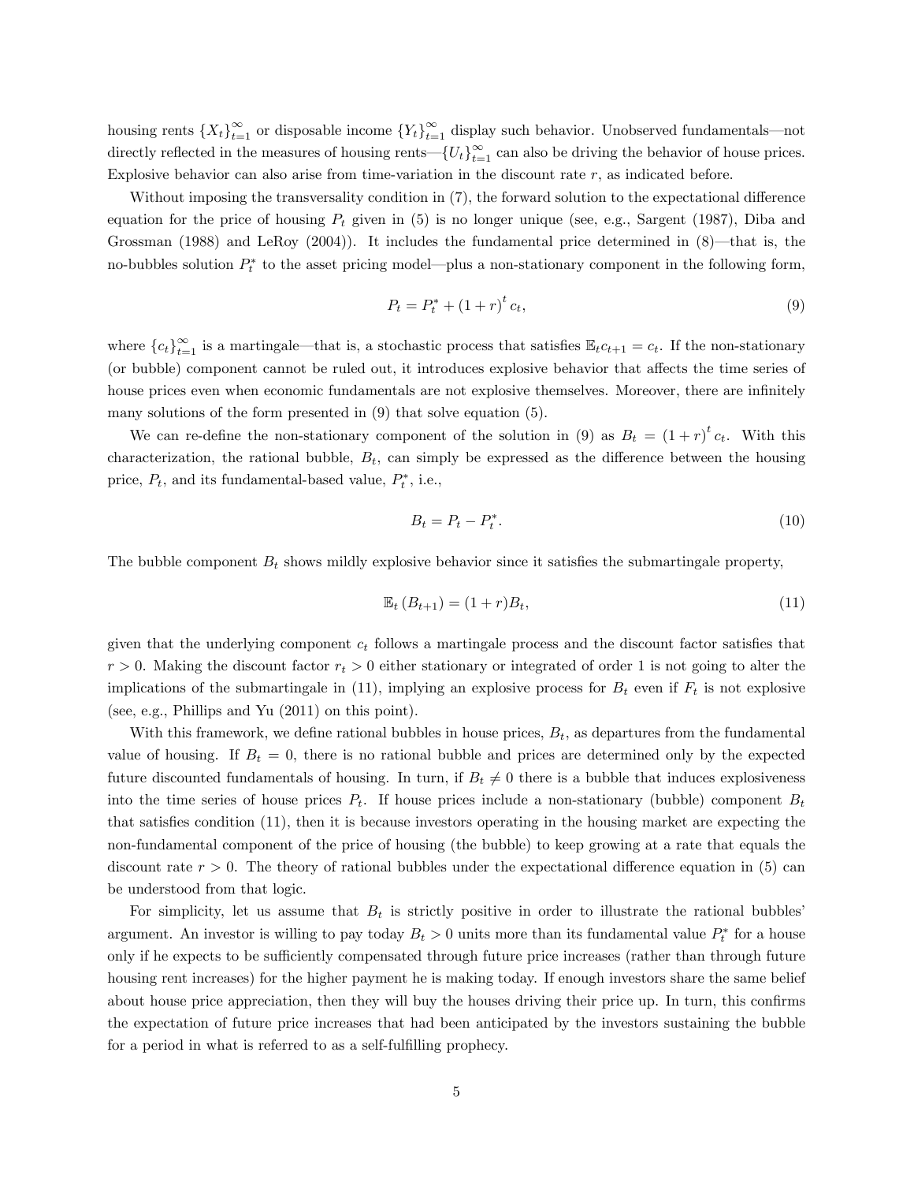housing rents $\{X_t\}_{t=1}^{\infty}$ or disposable income $\{Y_t\}_{t=1}^{\infty}$ display such behavior. Unobserved fundamentals—not directly reflected in the measures of housing rents—$\{U_t\}_{t=1}^{\infty}$ can also be driving the behavior of house prices. Explosive behavior can also arise from time-variation in the discount rate $r$, as indicated before.

Without imposing the transversality condition in (7), the forward solution to the expectational difference equation for the price of housing $P_t$ given in (5) is no longer unique (see, e.g., Sargent (1987), Diba and Grossman (1988) and LeRoy (2004)). It includes the fundamental price determined in (8)—that is, the no-bubbles solution $P_t^*$ to the asset pricing model—plus a non-stationary component in the following form,

$$P_t = P_t^* + (1+r)^t c_t, \tag{9}$$

where $\{c_t\}_{t=1}^{\infty}$ is a martingale—that is, a stochastic process that satisfies $\mathbb{E}_t c_{t+1} = c_t$. If the non-stationary (or bubble) component cannot be ruled out, it introduces explosive behavior that affects the time series of house prices even when economic fundamentals are not explosive themselves. Moreover, there are infinitely many solutions of the form presented in (9) that solve equation (5).

We can re-define the non-stationary component of the solution in (9) as $B_t = (1+r)^t c_t$. With this characterization, the rational bubble, $B_t$, can simply be expressed as the difference between the housing price, $P_t$, and its fundamental-based value, $P_t^*$, i.e.,

$$B_t = P_t - P_t^*. \tag{10}$$

The bubble component $B_t$ shows mildly explosive behavior since it satisfies the submartingale property,

$$\mathbb{E}_t (B_{t+1}) = (1+r)B_t, \tag{11}$$

given that the underlying component $c_t$ follows a martingale process and the discount factor satisfies that $r > 0$. Making the discount factor $r_t > 0$ either stationary or integrated of order 1 is not going to alter the implications of the submartingale in (11), implying an explosive process for $B_t$ even if $F_t$ is not explosive (see, e.g., Phillips and Yu (2011) on this point).

With this framework, we define rational bubbles in house prices, $B_t$, as departures from the fundamental value of housing. If $B_t = 0$, there is no rational bubble and prices are determined only by the expected future discounted fundamentals of housing. In turn, if $B_t \neq 0$ there is a bubble that induces explosiveness into the time series of house prices $P_t$. If house prices include a non-stationary (bubble) component $B_t$ that satisfies condition (11), then it is because investors operating in the housing market are expecting the non-fundamental component of the price of housing (the bubble) to keep growing at a rate that equals the discount rate $r > 0$. The theory of rational bubbles under the expectational difference equation in (5) can be understood from that logic.

For simplicity, let us assume that $B_t$ is strictly positive in order to illustrate the rational bubbles' argument. An investor is willing to pay today $B_t > 0$ units more than its fundamental value $P_t^*$ for a house only if he expects to be sufficiently compensated through future price increases (rather than through future housing rent increases) for the higher payment he is making today. If enough investors share the same belief about house price appreciation, then they will buy the houses driving their price up. In turn, this confirms the expectation of future price increases that had been anticipated by the investors sustaining the bubble for a period in what is referred to as a self-fulfilling prophecy.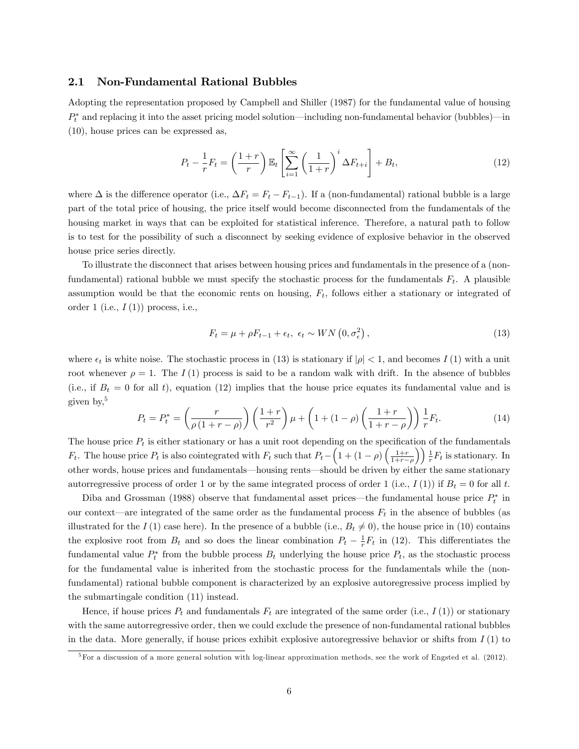### 2.1 Non-Fundamental Rational Bubbles

Adopting the representation proposed by Campbell and Shiller (1987) for the fundamental value of housing $P_t^*$ and replacing it into the asset pricing model solution—including non-fundamental behavior (bubbles)—in (10), house prices can be expressed as,

$$P_t - \frac{1}{r}F_t = \left(\frac{1+r}{r}\right)\mathbb{E}_t\left[\sum_{i=1}^{\infty}\left(\frac{1}{1+r}\right)^i \Delta F_{t+i}\right] + B_t, \tag{12}$$

where $\Delta$ is the difference operator (i.e., $\Delta F_t = F_t - F_{t-1}$). If a (non-fundamental) rational bubble is a large part of the total price of housing, the price itself would become disconnected from the fundamentals of the housing market in ways that can be exploited for statistical inference. Therefore, a natural path to follow is to test for the possibility of such a disconnect by seeking evidence of explosive behavior in the observed house price series directly.

To illustrate the disconnect that arises between housing prices and fundamentals in the presence of a (non-fundamental) rational bubble we must specify the stochastic process for the fundamentals $F_t$. A plausible assumption would be that the economic rents on housing, $F_t$, follows either a stationary or integrated of order 1 (i.e., $I(1)$) process, i.e.,

$$F_t = \mu + \rho F_{t-1} + \epsilon_t,\ \epsilon_t \sim WN\left(0, \sigma_\epsilon^2\right), \tag{13}$$

where $\epsilon_t$ is white noise. The stochastic process in (13) is stationary if $|\rho| < 1$, and becomes $I(1)$ with a unit root whenever $\rho = 1$. The $I(1)$ process is said to be a random walk with drift. In the absence of bubbles (i.e., if $B_t = 0$ for all $t$), equation (12) implies that the house price equates its fundamental value and is given by,[5]

$$P_t = P_t^* = \left(\frac{r}{\rho(1+r-\rho)}\right)\left(\frac{1+r}{r^2}\right)\mu + \left(1 + (1-\rho)\left(\frac{1+r}{1+r-\rho}\right)\right)\frac{1}{r}F_t. \tag{14}$$

The house price $P_t$ is either stationary or has a unit root depending on the specification of the fundamentals $F_t$. The house price $P_t$ is also cointegrated with $F_t$ such that $P_t - \left(1 + (1-\rho)\left(\frac{1+r}{1+r-\rho}\right)\right)\frac{1}{r}F_t$ is stationary. In other words, house prices and fundamentals—housing rents—should be driven by either the same stationary autorregressive process of order 1 or by the same integrated process of order 1 (i.e., $I(1)$) if $B_t = 0$ for all $t$.

Diba and Grossman (1988) observe that fundamental asset prices—the fundamental house price $P_t^*$ in our context—are integrated of the same order as the fundamental process $F_t$ in the absence of bubbles (as illustrated for the $I(1)$ case here). In the presence of a bubble (i.e., $B_t \neq 0$), the house price in (10) contains the explosive root from $B_t$ and so does the linear combination $P_t - \frac{1}{r}F_t$ in (12). This differentiates the fundamental value $P_t^*$ from the bubble process $B_t$ underlying the house price $P_t$, as the stochastic process for the fundamental value is inherited from the stochastic process for the fundamentals while the (non-fundamental) rational bubble component is characterized by an explosive autoregressive process implied by the submartingale condition (11) instead.

Hence, if house prices $P_t$ and fundamentals $F_t$ are integrated of the same order (i.e., $I(1)$) or stationary with the same autorregressive order, then we could exclude the presence of non-fundamental rational bubbles in the data. More generally, if house prices exhibit explosive autoregressive behavior or shifts from $I(1)$ to

[5] For a discussion of a more general solution with log-linear approximation methods, see the work of Engsted et al. (2012).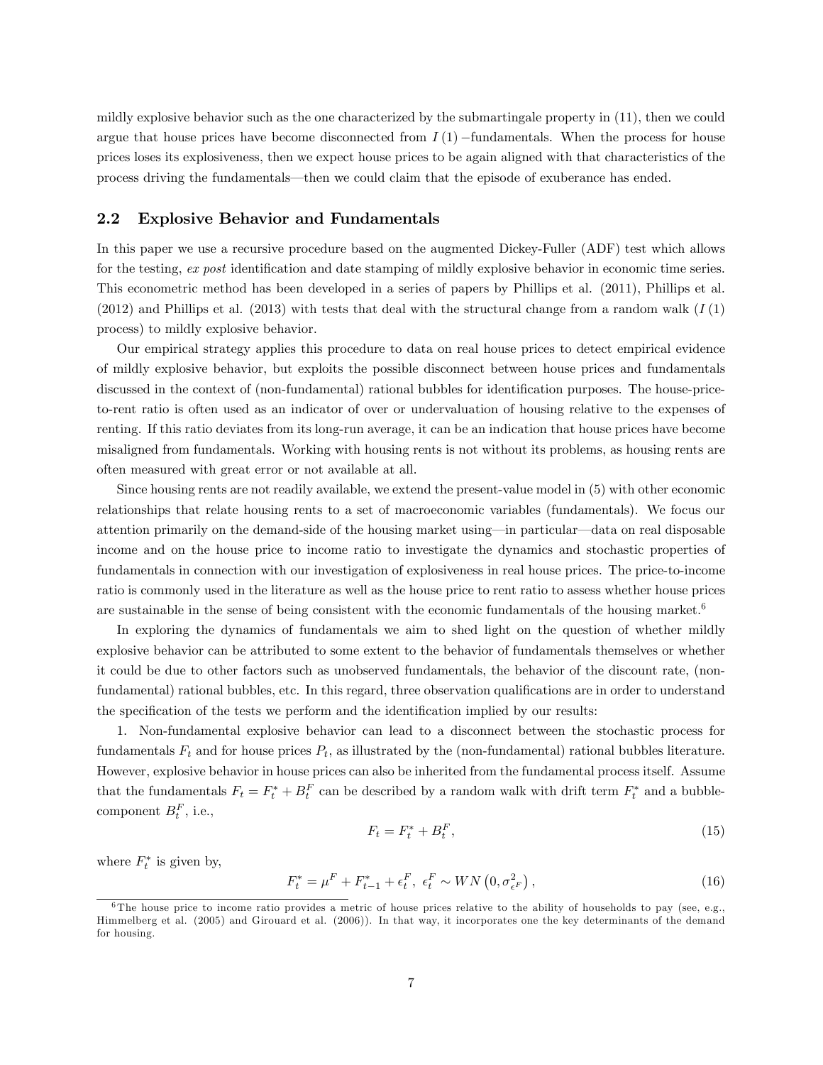mildly explosive behavior such as the one characterized by the submartingale property in (11), then we could argue that house prices have become disconnected from $I(1)$−fundamentals. When the process for house prices loses its explosiveness, then we expect house prices to be again aligned with that characteristics of the process driving the fundamentals—then we could claim that the episode of exuberance has ended.

## 2.2 Explosive Behavior and Fundamentals

In this paper we use a recursive procedure based on the augmented Dickey-Fuller (ADF) test which allows for the testing, *ex post* identification and date stamping of mildly explosive behavior in economic time series. This econometric method has been developed in a series of papers by Phillips et al. (2011), Phillips et al. (2012) and Phillips et al. (2013) with tests that deal with the structural change from a random walk ($I(1)$ process) to mildly explosive behavior.

Our empirical strategy applies this procedure to data on real house prices to detect empirical evidence of mildly explosive behavior, but exploits the possible disconnect between house prices and fundamentals discussed in the context of (non-fundamental) rational bubbles for identification purposes. The house-price-to-rent ratio is often used as an indicator of over or undervaluation of housing relative to the expenses of renting. If this ratio deviates from its long-run average, it can be an indication that house prices have become misaligned from fundamentals. Working with housing rents is not without its problems, as housing rents are often measured with great error or not available at all.

Since housing rents are not readily available, we extend the present-value model in (5) with other economic relationships that relate housing rents to a set of macroeconomic variables (fundamentals). We focus our attention primarily on the demand-side of the housing market using—in particular—data on real disposable income and on the house price to income ratio to investigate the dynamics and stochastic properties of fundamentals in connection with our investigation of explosiveness in real house prices. The price-to-income ratio is commonly used in the literature as well as the house price to rent ratio to assess whether house prices are sustainable in the sense of being consistent with the economic fundamentals of the housing market.[6]

In exploring the dynamics of fundamentals we aim to shed light on the question of whether mildly explosive behavior can be attributed to some extent to the behavior of fundamentals themselves or whether it could be due to other factors such as unobserved fundamentals, the behavior of the discount rate, (non-fundamental) rational bubbles, etc. In this regard, three observation qualifications are in order to understand the specification of the tests we perform and the identification implied by our results:

1. Non-fundamental explosive behavior can lead to a disconnect between the stochastic process for fundamentals $F_t$ and for house prices $P_t$, as illustrated by the (non-fundamental) rational bubbles literature. However, explosive behavior in house prices can also be inherited from the fundamental process itself. Assume that the fundamentals $F_t = F_t^* + B_t^F$ can be described by a random walk with drift term $F_t^*$ and a bubble-component $B_t^F$, i.e.,

$$F_t = F_t^* + B_t^F, \tag{15}$$

where $F_t^*$ is given by,

$$F_t^* = \mu^F + F_{t-1}^* + \epsilon_t^F, \ \epsilon_t^F \sim WN\left(0, \sigma_{\epsilon^F}^2\right), \tag{16}$$

[6] The house price to income ratio provides a metric of house prices relative to the ability of households to pay (see, e.g., Himmelberg et al. (2005) and Girouard et al. (2006)). In that way, it incorporates one the key determinants of the demand for housing.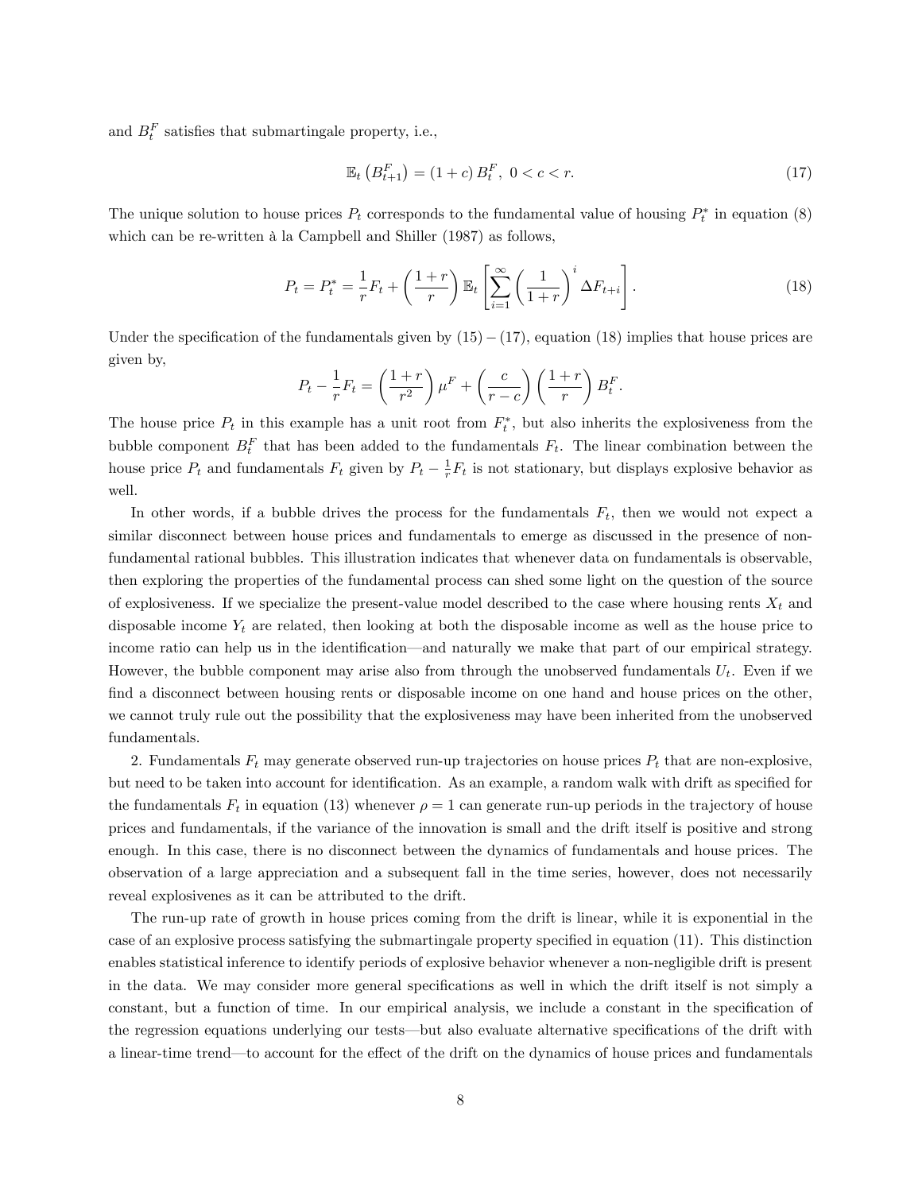and $B_t^F$ satisfies that submartingale property, i.e.,

$$\mathbb{E}_t\left(B_{t+1}^F\right) = (1+c)\,B_t^F,\ 0 < c < r. \tag{17}$$

The unique solution to house prices $P_t$ corresponds to the fundamental value of housing $P_t^*$ in equation (8) which can be re-written à la Campbell and Shiller (1987) as follows,

$$P_t = P_t^* = \frac{1}{r}F_t + \left(\frac{1+r}{r}\right)\mathbb{E}_t\left[\sum_{i=1}^{\infty}\left(\frac{1}{1+r}\right)^i \Delta F_{t+i}\right]. \tag{18}$$

Under the specification of the fundamentals given by $(15)-(17)$, equation (18) implies that house prices are given by,

$$P_t - \frac{1}{r}F_t = \left(\frac{1+r}{r^2}\right)\mu^F + \left(\frac{c}{r-c}\right)\left(\frac{1+r}{r}\right)B_t^F.$$

The house price $P_t$ in this example has a unit root from $F_t^*$, but also inherits the explosiveness from the bubble component $B_t^F$ that has been added to the fundamentals $F_t$. The linear combination between the house price $P_t$ and fundamentals $F_t$ given by $P_t - \frac{1}{r}F_t$ is not stationary, but displays explosive behavior as well.

In other words, if a bubble drives the process for the fundamentals $F_t$, then we would not expect a similar disconnect between house prices and fundamentals to emerge as discussed in the presence of non-fundamental rational bubbles. This illustration indicates that whenever data on fundamentals is observable, then exploring the properties of the fundamental process can shed some light on the question of the source of explosiveness. If we specialize the present-value model described to the case where housing rents $X_t$ and disposable income $Y_t$ are related, then looking at both the disposable income as well as the house price to income ratio can help us in the identification—and naturally we make that part of our empirical strategy. However, the bubble component may arise also from through the unobserved fundamentals $U_t$. Even if we find a disconnect between housing rents or disposable income on one hand and house prices on the other, we cannot truly rule out the possibility that the explosiveness may have been inherited from the unobserved fundamentals.

2. Fundamentals $F_t$ may generate observed run-up trajectories on house prices $P_t$ that are non-explosive, but need to be taken into account for identification. As an example, a random walk with drift as specified for the fundamentals $F_t$ in equation (13) whenever $\rho = 1$ can generate run-up periods in the trajectory of house prices and fundamentals, if the variance of the innovation is small and the drift itself is positive and strong enough. In this case, there is no disconnect between the dynamics of fundamentals and house prices. The observation of a large appreciation and a subsequent fall in the time series, however, does not necessarily reveal explosivenes as it can be attributed to the drift.

The run-up rate of growth in house prices coming from the drift is linear, while it is exponential in the case of an explosive process satisfying the submartingale property specified in equation (11). This distinction enables statistical inference to identify periods of explosive behavior whenever a non-negligible drift is present in the data. We may consider more general specifications as well in which the drift itself is not simply a constant, but a function of time. In our empirical analysis, we include a constant in the specification of the regression equations underlying our tests—but also evaluate alternative specifications of the drift with a linear-time trend—to account for the effect of the drift on the dynamics of house prices and fundamentals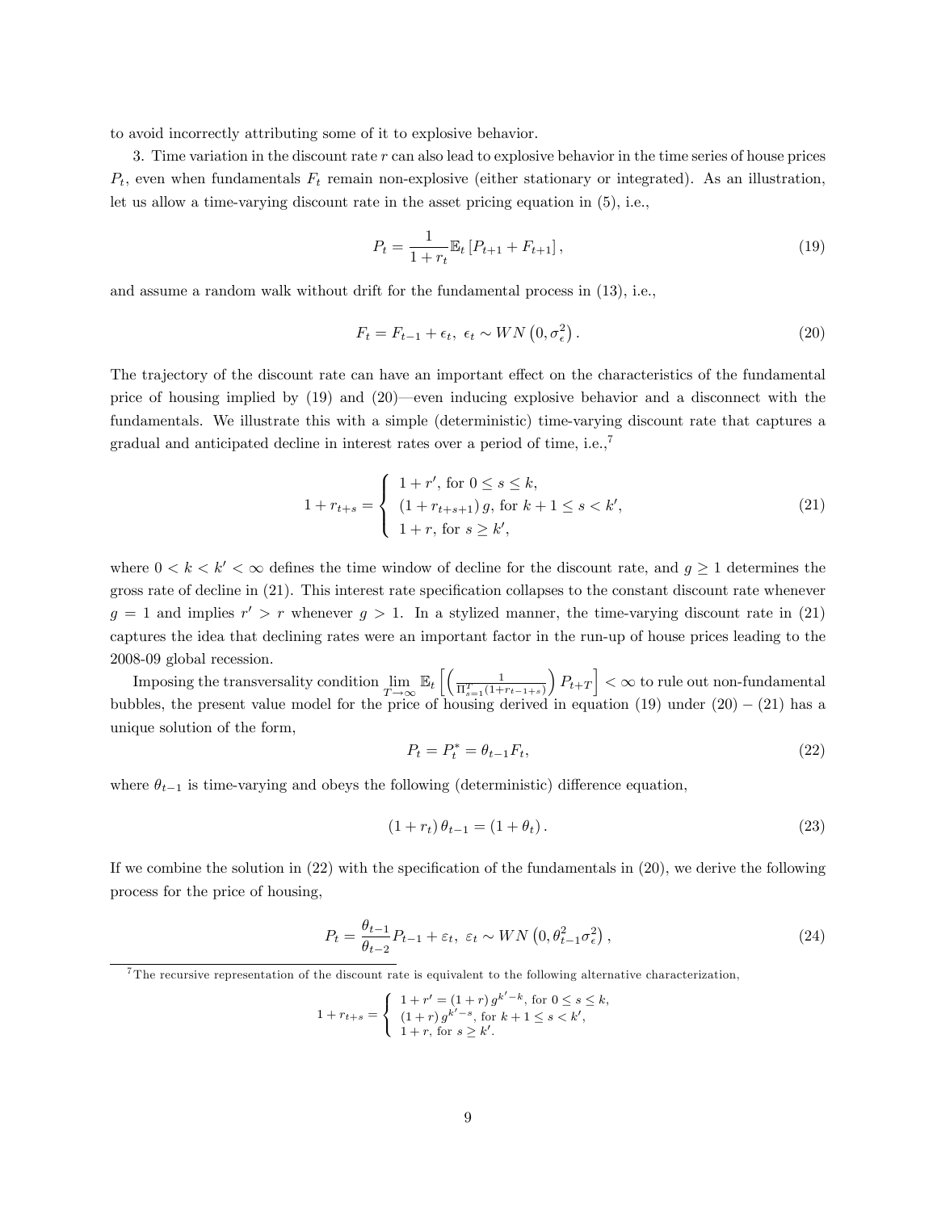to avoid incorrectly attributing some of it to explosive behavior.

3. Time variation in the discount rate $r$ can also lead to explosive behavior in the time series of house prices $P_t$, even when fundamentals $F_t$ remain non-explosive (either stationary or integrated). As an illustration, let us allow a time-varying discount rate in the asset pricing equation in (5), i.e.,

$$P_t = \frac{1}{1+r_t}\mathbb{E}_t\left[P_{t+1} + F_{t+1}\right], \tag{19}$$

and assume a random walk without drift for the fundamental process in (13), i.e.,

$$F_t = F_{t-1} + \epsilon_t,\ \epsilon_t \sim WN\left(0, \sigma_\epsilon^2\right). \tag{20}$$

The trajectory of the discount rate can have an important effect on the characteristics of the fundamental price of housing implied by (19) and (20)—even inducing explosive behavior and a disconnect with the fundamentals. We illustrate this with a simple (deterministic) time-varying discount rate that captures a gradual and anticipated decline in interest rates over a period of time, i.e.,[7]

$$1 + r_{t+s} = \begin{cases} 1 + r', \text{ for } 0 \leq s \leq k, \\ (1 + r_{t+s+1})\, g, \text{ for } k+1 \leq s < k', \\ 1 + r, \text{ for } s \geq k', \end{cases} \tag{21}$$

where $0 < k < k' < \infty$ defines the time window of decline for the discount rate, and $g \geq 1$ determines the gross rate of decline in (21). This interest rate specification collapses to the constant discount rate whenever $g = 1$ and implies $r' > r$ whenever $g > 1$. In a stylized manner, the time-varying discount rate in (21) captures the idea that declining rates were an important factor in the run-up of house prices leading to the 2008-09 global recession.

Imposing the transversality condition $\lim_{T\to\infty} \mathbb{E}_t\left[\left(\frac{1}{\Pi_{s=1}^{T}(1+r_{t-1+s})}\right) P_{t+T}\right] < \infty$ to rule out non-fundamental bubbles, the present value model for the price of housing derived in equation (19) under (20) $-$ (21) has a unique solution of the form,

$$P_t = P_t^* = \theta_{t-1} F_t, \tag{22}$$

where $\theta_{t-1}$ is time-varying and obeys the following (deterministic) difference equation,

$$(1 + r_t)\,\theta_{t-1} = (1 + \theta_t). \tag{23}$$

If we combine the solution in (22) with the specification of the fundamentals in (20), we derive the following process for the price of housing,

$$P_t = \frac{\theta_{t-1}}{\theta_{t-2}} P_{t-1} + \varepsilon_t,\ \varepsilon_t \sim WN\left(0, \theta_{t-1}^2 \sigma_\epsilon^2\right), \tag{24}$$

[7] The recursive representation of the discount rate is equivalent to the following alternative characterization,

$$1 + r_{t+s} = \begin{cases} 1 + r' = (1 + r)\, g^{k'-k}, \text{ for } 0 \leq s \leq k, \\ (1 + r)\, g^{k'-s}, \text{ for } k+1 \leq s < k', \\ 1 + r, \text{ for } s \geq k'. \end{cases}$$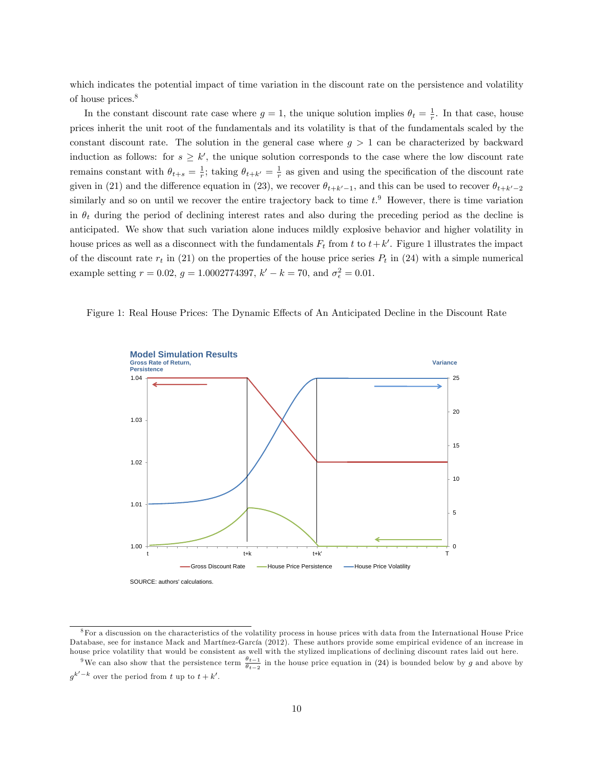which indicates the potential impact of time variation in the discount rate on the persistence and volatility of house prices.[8]

In the constant discount rate case where $g = 1$, the unique solution implies $\theta_t = \frac{1}{r}$. In that case, house prices inherit the unit root of the fundamentals and its volatility is that of the fundamentals scaled by the constant discount rate. The solution in the general case where $g > 1$ can be characterized by backward induction as follows: for $s \geq k'$, the unique solution corresponds to the case where the low discount rate remains constant with $\theta_{t+s} = \frac{1}{r}$; taking $\theta_{t+k'} = \frac{1}{r}$ as given and using the specification of the discount rate given in (21) and the difference equation in (23), we recover $\theta_{t+k'-1}$, and this can be used to recover $\theta_{t+k'-2}$ similarly and so on until we recover the entire trajectory back to time $t$.[9] However, there is time variation in $\theta_t$ during the period of declining interest rates and also during the preceding period as the decline is anticipated. We show that such variation alone induces mildly explosive behavior and higher volatility in house prices as well as a disconnect with the fundamentals $F_t$ from $t$ to $t+k'$. Figure 1 illustrates the impact of the discount rate $r_t$ in (21) on the properties of the house price series $P_t$ in (24) with a simple numerical example setting $r = 0.02$, $g = 1.0002774397$, $k' - k = 70$, and $\sigma^2_\epsilon = 0.01$.

Figure 1: Real House Prices: The Dynamic Effects of An Anticipated Decline in the Discount Rate

SOURCE: authors' calculations.

[8] For a discussion on the characteristics of the volatility process in house prices with data from the International House Price Database, see for instance Mack and Martínez-García (2012). These authors provide some empirical evidence of an increase in house price volatility that would be consistent as well with the stylized implications of declining discount rates laid out here.

[9] We can also show that the persistence term $\frac{\theta_{t-1}}{\theta_{t-2}}$ in the house price equation in (24) is bounded below by $g$ and above by $g^{k'-k}$ over the period from $t$ up to $t + k'$.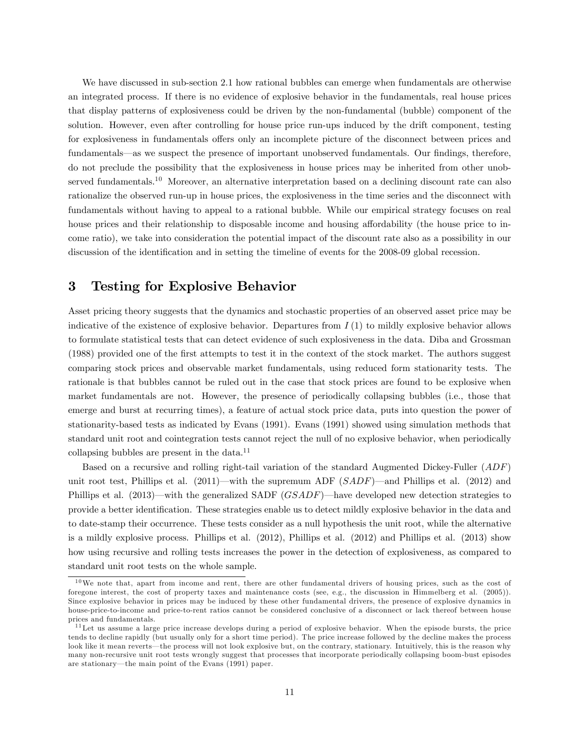We have discussed in sub-section 2.1 how rational bubbles can emerge when fundamentals are otherwise an integrated process. If there is no evidence of explosive behavior in the fundamentals, real house prices that display patterns of explosiveness could be driven by the non-fundamental (bubble) component of the solution. However, even after controlling for house price run-ups induced by the drift component, testing for explosiveness in fundamentals offers only an incomplete picture of the disconnect between prices and fundamentals—as we suspect the presence of important unobserved fundamentals. Our findings, therefore, do not preclude the possibility that the explosiveness in house prices may be inherited from other unobserved fundamentals.[10] Moreover, an alternative interpretation based on a declining discount rate can also rationalize the observed run-up in house prices, the explosiveness in the time series and the disconnect with fundamentals without having to appeal to a rational bubble. While our empirical strategy focuses on real house prices and their relationship to disposable income and housing affordability (the house price to income ratio), we take into consideration the potential impact of the discount rate also as a possibility in our discussion of the identification and in setting the timeline of events for the 2008-09 global recession.

# 3 Testing for Explosive Behavior

Asset pricing theory suggests that the dynamics and stochastic properties of an observed asset price may be indicative of the existence of explosive behavior. Departures from $I(1)$ to mildly explosive behavior allows to formulate statistical tests that can detect evidence of such explosiveness in the data. Diba and Grossman (1988) provided one of the first attempts to test it in the context of the stock market. The authors suggest comparing stock prices and observable market fundamentals, using reduced form stationarity tests. The rationale is that bubbles cannot be ruled out in the case that stock prices are found to be explosive when market fundamentals are not. However, the presence of periodically collapsing bubbles (i.e., those that emerge and burst at recurring times), a feature of actual stock price data, puts into question the power of stationarity-based tests as indicated by Evans (1991). Evans (1991) showed using simulation methods that standard unit root and cointegration tests cannot reject the null of no explosive behavior, when periodically collapsing bubbles are present in the data.[11]

Based on a recursive and rolling right-tail variation of the standard Augmented Dickey-Fuller ($ADF$) unit root test, Phillips et al. (2011)—with the supremum ADF ($SADF$)—and Phillips et al. (2012) and Phillips et al. (2013)—with the generalized SADF ($GSADF$)—have developed new detection strategies to provide a better identification. These strategies enable us to detect mildly explosive behavior in the data and to date-stamp their occurrence. These tests consider as a null hypothesis the unit root, while the alternative is a mildly explosive process. Phillips et al. (2012), Phillips et al. (2012) and Phillips et al. (2013) show how using recursive and rolling tests increases the power in the detection of explosiveness, as compared to standard unit root tests on the whole sample.

---

[10] We note that, apart from income and rent, there are other fundamental drivers of housing prices, such as the cost of foregone interest, the cost of property taxes and maintenance costs (see, e.g., the discussion in Himmelberg et al. (2005)). Since explosive behavior in prices may be induced by these other fundamental drivers, the presence of explosive dynamics in house-price-to-income and price-to-rent ratios cannot be considered conclusive of a disconnect or lack thereof between house prices and fundamentals.

[11] Let us assume a large price increase develops during a period of explosive behavior. When the episode bursts, the price tends to decline rapidly (but usually only for a short time period). The price increase followed by the decline makes the process look like it mean reverts—the process will not look explosive but, on the contrary, stationary. Intuitively, this is the reason why many non-recursive unit root tests wrongly suggest that processes that incorporate periodically collapsing boom-bust episodes are stationary—the main point of the Evans (1991) paper.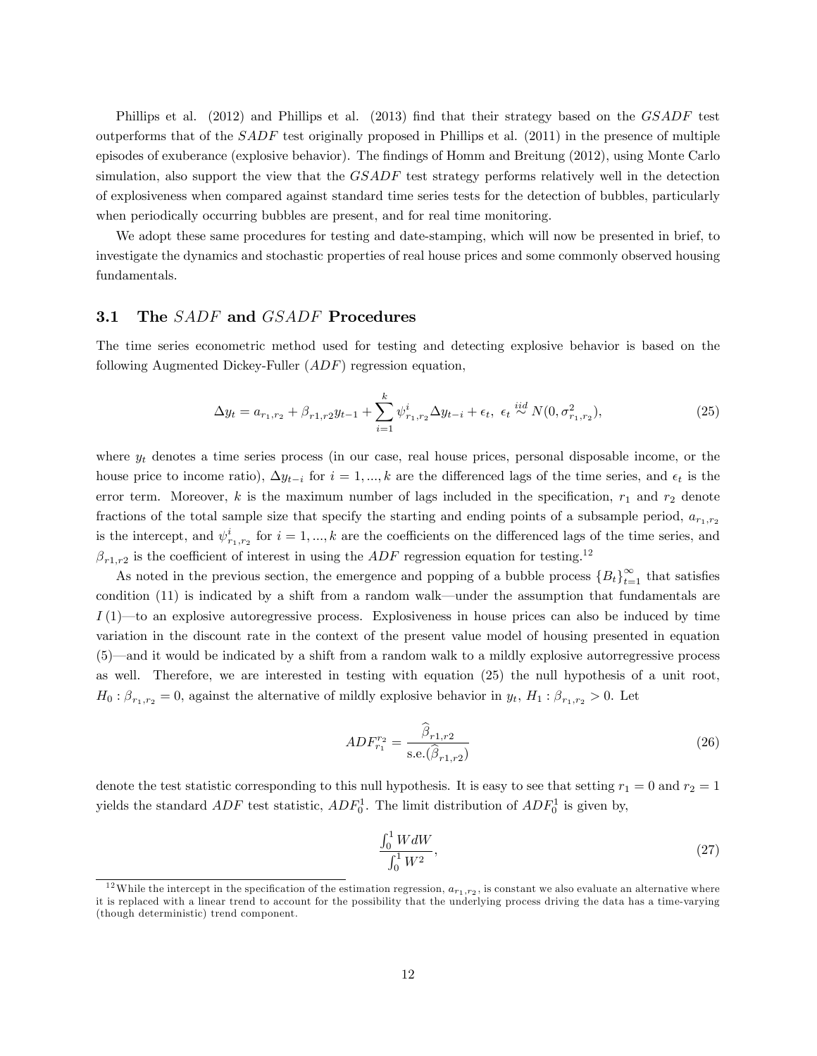Phillips et al. (2012) and Phillips et al. (2013) find that their strategy based on the *GSADF* test outperforms that of the *SADF* test originally proposed in Phillips et al. (2011) in the presence of multiple episodes of exuberance (explosive behavior). The findings of Homm and Breitung (2012), using Monte Carlo simulation, also support the view that the *GSADF* test strategy performs relatively well in the detection of explosiveness when compared against standard time series tests for the detection of bubbles, particularly when periodically occurring bubbles are present, and for real time monitoring.

We adopt these same procedures for testing and date-stamping, which will now be presented in brief, to investigate the dynamics and stochastic properties of real house prices and some commonly observed housing fundamentals.

### 3.1 The *SADF* and *GSADF* Procedures

The time series econometric method used for testing and detecting explosive behavior is based on the following Augmented Dickey-Fuller (*ADF*) regression equation,

$$\Delta y_t = a_{r_1,r_2} + \beta_{r1,r2} y_{t-1} + \sum_{i=1}^{k} \psi_{r_1,r_2}^{i} \Delta y_{t-i} + \epsilon_t, \ \epsilon_t \overset{iid}{\sim} N(0, \sigma_{r_1,r_2}^2), \tag{25}$$

where $y_t$ denotes a time series process (in our case, real house prices, personal disposable income, or the house price to income ratio), $\Delta y_{t-i}$ for $i = 1, ..., k$ are the differenced lags of the time series, and $\epsilon_t$ is the error term. Moreover, $k$ is the maximum number of lags included in the specification, $r_1$ and $r_2$ denote fractions of the total sample size that specify the starting and ending points of a subsample period, $a_{r_1,r_2}$ is the intercept, and $\psi_{r_1,r_2}^{i}$ for $i = 1, ..., k$ are the coefficients on the differenced lags of the time series, and $\beta_{r1,r2}$ is the coefficient of interest in using the *ADF* regression equation for testing.[12]

As noted in the previous section, the emergence and popping of a bubble process $\{B_t\}_{t=1}^{\infty}$ that satisfies condition (11) is indicated by a shift from a random walk—under the assumption that fundamentals are $I(1)$—to an explosive autoregressive process. Explosiveness in house prices can also be induced by time variation in the discount rate in the context of the present value model of housing presented in equation (5)—and it would be indicated by a shift from a random walk to a mildly explosive autorregressive process as well. Therefore, we are interested in testing with equation (25) the null hypothesis of a unit root, $H_0 : \beta_{r_1,r_2} = 0$, against the alternative of mildly explosive behavior in $y_t$, $H_1 : \beta_{r_1,r_2} > 0$. Let

$$ADF_{r_1}^{r_2} = \frac{\widehat{\beta}_{r1,r2}}{\text{s.e.}(\widehat{\beta}_{r1,r2})} \tag{26}$$

denote the test statistic corresponding to this null hypothesis. It is easy to see that setting $r_1 = 0$ and $r_2 = 1$ yields the standard *ADF* test statistic, $ADF_0^1$. The limit distribution of $ADF_0^1$ is given by,

$$\frac{\int_0^1 W dW}{\int_0^1 W^2}, \tag{27}$$

[12] While the intercept in the specification of the estimation regression, $a_{r_1,r_2}$, is constant we also evaluate an alternative where it is replaced with a linear trend to account for the possibility that the underlying process driving the data has a time-varying (though deterministic) trend component.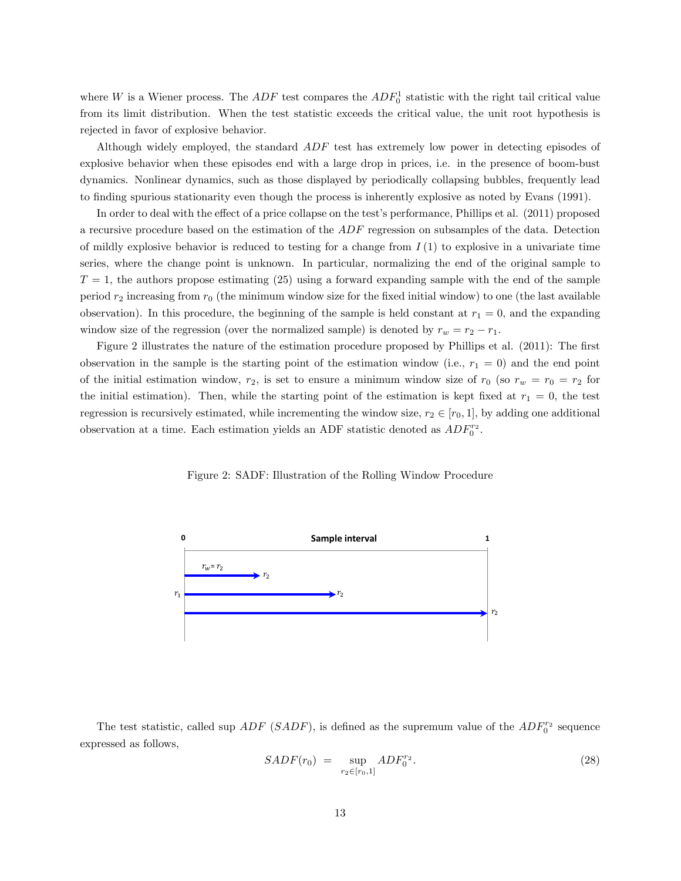where $W$ is a Wiener process. The $ADF$ test compares the $ADF_0^1$ statistic with the right tail critical value from its limit distribution. When the test statistic exceeds the critical value, the unit root hypothesis is rejected in favor of explosive behavior.

Although widely employed, the standard $ADF$ test has extremely low power in detecting episodes of explosive behavior when these episodes end with a large drop in prices, i.e. in the presence of boom-bust dynamics. Nonlinear dynamics, such as those displayed by periodically collapsing bubbles, frequently lead to finding spurious stationarity even though the process is inherently explosive as noted by Evans (1991).

In order to deal with the effect of a price collapse on the test's performance, Phillips et al. (2011) proposed a recursive procedure based on the estimation of the $ADF$ regression on subsamples of the data. Detection of mildly explosive behavior is reduced to testing for a change from $I(1)$ to explosive in a univariate time series, where the change point is unknown. In particular, normalizing the end of the original sample to $T = 1$, the authors propose estimating (25) using a forward expanding sample with the end of the sample period $r_2$ increasing from $r_0$ (the minimum window size for the fixed initial window) to one (the last available observation). In this procedure, the beginning of the sample is held constant at $r_1 = 0$, and the expanding window size of the regression (over the normalized sample) is denoted by $r_w = r_2 - r_1$.

Figure 2 illustrates the nature of the estimation procedure proposed by Phillips et al. (2011): The first observation in the sample is the starting point of the estimation window (i.e., $r_1 = 0$) and the end point of the initial estimation window, $r_2$, is set to ensure a minimum window size of $r_0$ (so $r_w = r_0 = r_2$ for the initial estimation). Then, while the starting point of the estimation is kept fixed at $r_1 = 0$, the test regression is recursively estimated, while incrementing the window size, $r_2 \in [r_0, 1]$, by adding one additional observation at a time. Each estimation yields an ADF statistic denoted as $ADF_0^{r_2}$.

Figure 2: SADF: Illustration of the Rolling Window Procedure

The test statistic, called sup $ADF$ ($SADF$), is defined as the supremum value of the $ADF_0^{r_2}$ sequence expressed as follows,

$$SADF(r_0) \;=\; \sup_{r_2 \in [r_0, 1]} ADF_0^{r_2}. \tag{28}$$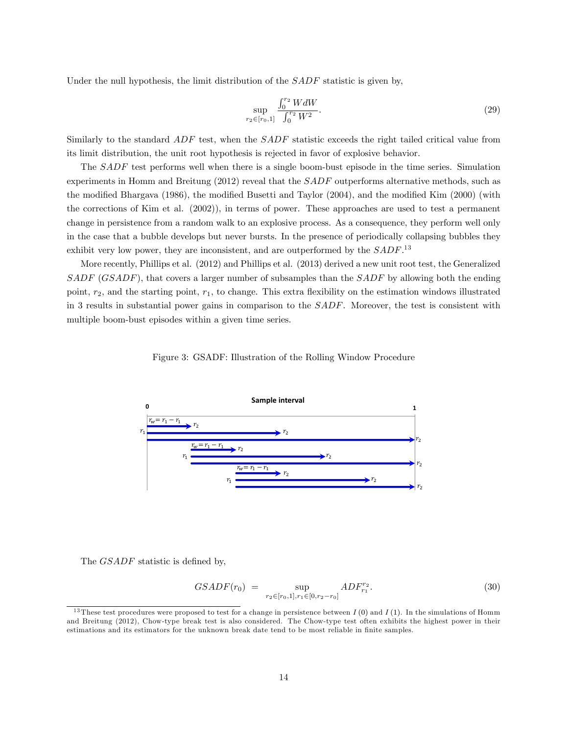Under the null hypothesis, the limit distribution of the $SADF$ statistic is given by,

$$\sup_{r_2 \in [r_0, 1]} \frac{\int_0^{r_2} W dW}{\int_0^{r_2} W^2}. \tag{29}$$

Similarly to the standard $ADF$ test, when the $SADF$ statistic exceeds the right tailed critical value from its limit distribution, the unit root hypothesis is rejected in favor of explosive behavior.

The $SADF$ test performs well when there is a single boom-bust episode in the time series. Simulation experiments in Homm and Breitung (2012) reveal that the $SADF$ outperforms alternative methods, such as the modified Bhargava (1986), the modified Busetti and Taylor (2004), and the modified Kim (2000) (with the corrections of Kim et al. (2002)), in terms of power. These approaches are used to test a permanent change in persistence from a random walk to an explosive process. As a consequence, they perform well only in the case that a bubble develops but never bursts. In the presence of periodically collapsing bubbles they exhibit very low power, they are inconsistent, and are outperformed by the $SADF$.[13]

More recently, Phillips et al. (2012) and Phillips et al. (2013) derived a new unit root test, the Generalized $SADF$ ($GSADF$), that covers a larger number of subsamples than the $SADF$ by allowing both the ending point, $r_2$, and the starting point, $r_1$, to change. This extra flexibility on the estimation windows illustrated in 3 results in substantial power gains in comparison to the $SADF$. Moreover, the test is consistent with multiple boom-bust episodes within a given time series.

Figure 3: GSADF: Illustration of the Rolling Window Procedure

The $GSADF$ statistic is defined by,

$$GSADF(r_0) \;=\; \sup_{r_2 \in [r_0, 1], r_1 \in [0, r_2 - r_0]} ADF_{r_1}^{r_2}. \tag{30}$$

[13] These test procedures were proposed to test for a change in persistence between $I(0)$ and $I(1)$. In the simulations of Homm and Breitung (2012), Chow-type break test is also considered. The Chow-type test often exhibits the highest power in their estimations and its estimators for the unknown break date tend to be most reliable in finite samples.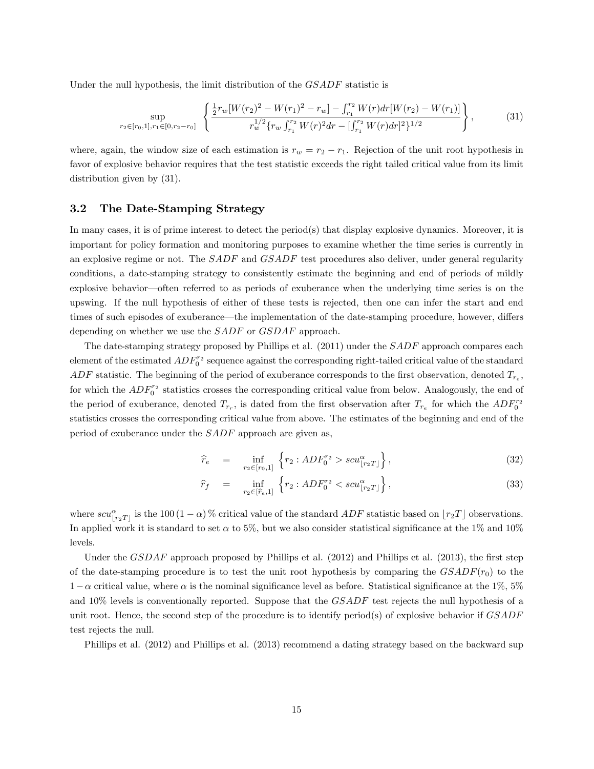Under the null hypothesis, the limit distribution of the $GSADF$ statistic is

$$\sup_{r_2 \in [r_0,1], r_1 \in [0, r_2 - r_0]} \left\{ \frac{\frac{1}{2} r_w [W(r_2)^2 - W(r_1)^2 - r_w] - \int_{r_1}^{r_2} W(r) dr [W(r_2) - W(r_1)]}{r_w^{1/2} \{ r_w \int_{r_1}^{r_2} W(r)^2 dr - [\int_{r_1}^{r_2} W(r) dr]^2 \}^{1/2}} \right\}, \tag{31}$$

where, again, the window size of each estimation is $r_w = r_2 - r_1$. Rejection of the unit root hypothesis in favor of explosive behavior requires that the test statistic exceeds the right tailed critical value from its limit distribution given by (31).

## 3.2 The Date-Stamping Strategy

In many cases, it is of prime interest to detect the period(s) that display explosive dynamics. Moreover, it is important for policy formation and monitoring purposes to examine whether the time series is currently in an explosive regime or not. The $SADF$ and $GSADF$ test procedures also deliver, under general regularity conditions, a date-stamping strategy to consistently estimate the beginning and end of periods of mildly explosive behavior—often referred to as periods of exuberance when the underlying time series is on the upswing. If the null hypothesis of either of these tests is rejected, then one can infer the start and end times of such episodes of exuberance—the implementation of the date-stamping procedure, however, differs depending on whether we use the $SADF$ or $GSDAF$ approach.

The date-stamping strategy proposed by Phillips et al. (2011) under the $SADF$ approach compares each element of the estimated $ADF_0^{r_2}$ sequence against the corresponding right-tailed critical value of the standard $ADF$ statistic. The beginning of the period of exuberance corresponds to the first observation, denoted $T_{r_e}$, for which the $ADF_0^{r_2}$ statistics crosses the corresponding critical value from below. Analogously, the end of the period of exuberance, denoted $T_{r_r}$, is dated from the first observation after $T_{r_e}$ for which the $ADF_0^{r_2}$ statistics crosses the corresponding critical value from above. The estimates of the beginning and end of the period of exuberance under the $SADF$ approach are given as,

$$\widehat{r}_e = \inf_{r_2 \in [r_0,1]} \left\{ r_2 : ADF_0^{r_2} > scu_{\lfloor r_2 T \rfloor}^{\alpha} \right\}, \tag{32}$$

$$\widehat{r}_f = \inf_{r_2 \in [\widehat{r}_e,1]} \left\{ r_2 : ADF_0^{r_2} < scu_{\lfloor r_2 T \rfloor}^{\alpha} \right\}, \tag{33}$$

where $scu_{\lfloor r_2 T \rfloor}^{\alpha}$ is the $100\,(1-\alpha)\,\%$ critical value of the standard $ADF$ statistic based on $\lfloor r_2 T \rfloor$ observations. In applied work it is standard to set $\alpha$ to 5%, but we also consider statistical significance at the 1% and 10% levels.

Under the $GSDAF$ approach proposed by Phillips et al. (2012) and Phillips et al. (2013), the first step of the date-stamping procedure is to test the unit root hypothesis by comparing the $GSADF(r_0)$ to the $1-\alpha$ critical value, where $\alpha$ is the nominal significance level as before. Statistical significance at the 1%, 5% and 10% levels is conventionally reported. Suppose that the $GSADF$ test rejects the null hypothesis of a unit root. Hence, the second step of the procedure is to identify period(s) of explosive behavior if $GSADF$ test rejects the null.

Phillips et al. (2012) and Phillips et al. (2013) recommend a dating strategy based on the backward sup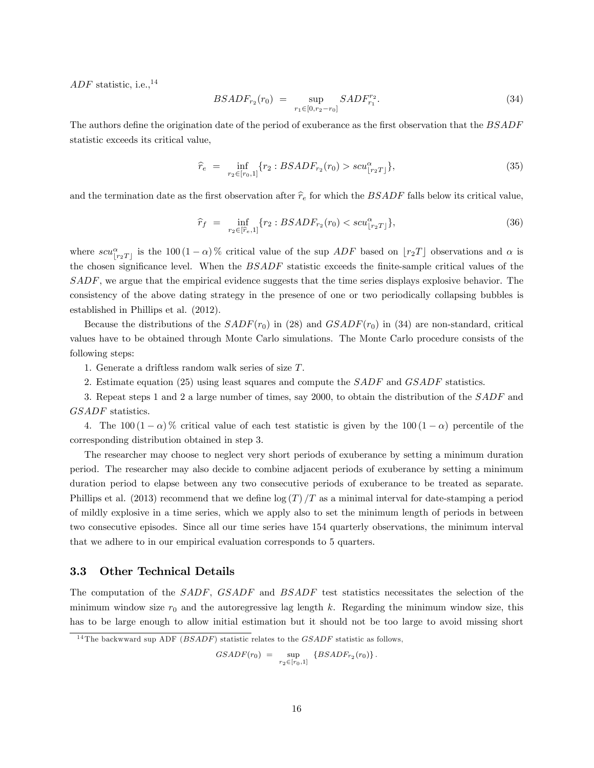$ADF$ statistic, i.e.,[14]

$$BSADF_{r_2}(r_0) \;=\; \sup_{r_1 \in [0, r_2 - r_0]} SADF_{r_1}^{r_2}. \tag{34}$$

The authors define the origination date of the period of exuberance as the first observation that the $BSADF$ statistic exceeds its critical value,

$$\widehat{r}_e \;=\; \inf_{r_2 \in [r_0, 1]} \{ r_2 : BSADF_{r_2}(r_0) > scu^{\alpha}_{\lfloor r_2 T \rfloor} \}, \tag{35}$$

and the termination date as the first observation after $\widehat{r}_e$ for which the $BSADF$ falls below its critical value,

$$\widehat{r}_f \;=\; \inf_{r_2 \in [\widehat{r}_e, 1]} \{ r_2 : BSADF_{r_2}(r_0) < scu^{\alpha}_{\lfloor r_2 T \rfloor} \}, \tag{36}$$

where $scu^{\alpha}_{\lfloor r_2 T \rfloor}$ is the $100\,(1-\alpha)\,\%$ critical value of the sup $ADF$ based on $\lfloor r_2 T \rfloor$ observations and $\alpha$ is the chosen significance level. When the $BSADF$ statistic exceeds the finite-sample critical values of the $SADF$, we argue that the empirical evidence suggests that the time series displays explosive behavior. The consistency of the above dating strategy in the presence of one or two periodically collapsing bubbles is established in Phillips et al. (2012).

Because the distributions of the $SADF(r_0)$ in (28) and $GSADF(r_0)$ in (34) are non-standard, critical values have to be obtained through Monte Carlo simulations. The Monte Carlo procedure consists of the following steps:

1. Generate a driftless random walk series of size $T$.

2. Estimate equation (25) using least squares and compute the $SADF$ and $GSADF$ statistics.

3. Repeat steps 1 and 2 a large number of times, say 2000, to obtain the distribution of the $SADF$ and $GSADF$ statistics.

4. The $100\,(1-\alpha)\,\%$ critical value of each test statistic is given by the $100\,(1-\alpha)$ percentile of the corresponding distribution obtained in step 3.

The researcher may choose to neglect very short periods of exuberance by setting a minimum duration period. The researcher may also decide to combine adjacent periods of exuberance by setting a minimum duration period to elapse between any two consecutive periods of exuberance to be treated as separate. Phillips et al. (2013) recommend that we define $\log(T)/T$ as a minimal interval for date-stamping a period of mildly explosive in a time series, which we apply also to set the minimum length of periods in between two consecutive episodes. Since all our time series have 154 quarterly observations, the minimum interval that we adhere to in our empirical evaluation corresponds to 5 quarters.

### 3.3 Other Technical Details

The computation of the $SADF$, $GSADF$ and $BSADF$ test statistics necessitates the selection of the minimum window size $r_0$ and the autoregressive lag length $k$. Regarding the minimum window size, this has to be large enough to allow initial estimation but it should not be too large to avoid missing short

[14] The backwward sup ADF ($BSADF$) statistic relates to the $GSADF$ statistic as follows,

$$GSADF(r_0) \;=\; \sup_{r_2 \in [r_0, 1]} \{ BSADF_{r_2}(r_0) \}.$$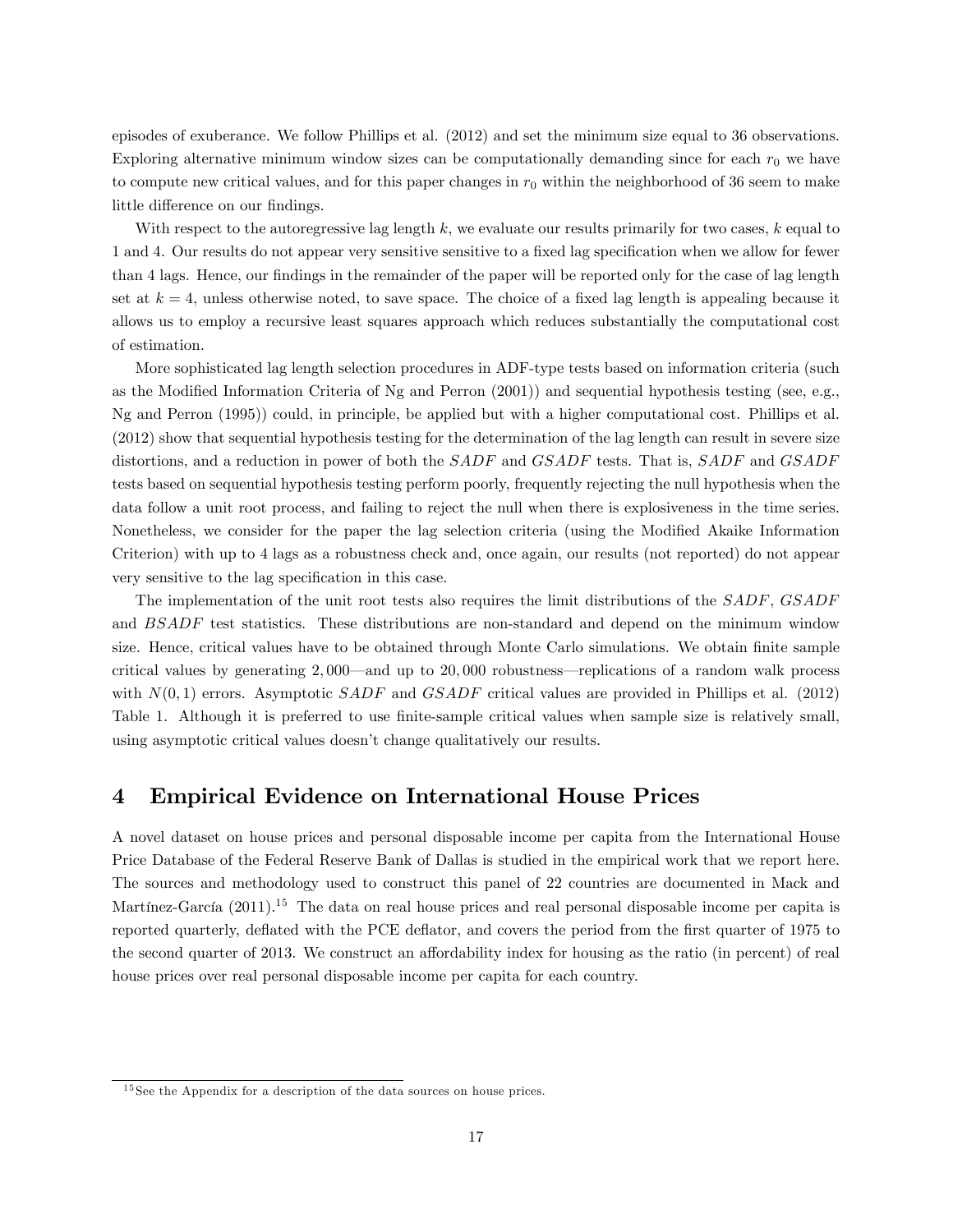episodes of exuberance. We follow Phillips et al. (2012) and set the minimum size equal to 36 observations. Exploring alternative minimum window sizes can be computationally demanding since for each $r_0$ we have to compute new critical values, and for this paper changes in $r_0$ within the neighborhood of 36 seem to make little difference on our findings.

With respect to the autoregressive lag length $k$, we evaluate our results primarily for two cases, $k$ equal to 1 and 4. Our results do not appear very sensitive sensitive to a fixed lag specification when we allow for fewer than 4 lags. Hence, our findings in the remainder of the paper will be reported only for the case of lag length set at $k = 4$, unless otherwise noted, to save space. The choice of a fixed lag length is appealing because it allows us to employ a recursive least squares approach which reduces substantially the computational cost of estimation.

More sophisticated lag length selection procedures in ADF-type tests based on information criteria (such as the Modified Information Criteria of Ng and Perron (2001)) and sequential hypothesis testing (see, e.g., Ng and Perron (1995)) could, in principle, be applied but with a higher computational cost. Phillips et al. (2012) show that sequential hypothesis testing for the determination of the lag length can result in severe size distortions, and a reduction in power of both the $SADF$ and $GSADF$ tests. That is, $SADF$ and $GSADF$ tests based on sequential hypothesis testing perform poorly, frequently rejecting the null hypothesis when the data follow a unit root process, and failing to reject the null when there is explosiveness in the time series. Nonetheless, we consider for the paper the lag selection criteria (using the Modified Akaike Information Criterion) with up to 4 lags as a robustness check and, once again, our results (not reported) do not appear very sensitive to the lag specification in this case.

The implementation of the unit root tests also requires the limit distributions of the $SADF$, $GSADF$ and $BSADF$ test statistics. These distributions are non-standard and depend on the minimum window size. Hence, critical values have to be obtained through Monte Carlo simulations. We obtain finite sample critical values by generating 2,000—and up to 20,000 robustness—replications of a random walk process with $N(0,1)$ errors. Asymptotic $SADF$ and $GSADF$ critical values are provided in Phillips et al. (2012) Table 1. Although it is preferred to use finite-sample critical values when sample size is relatively small, using asymptotic critical values doesn't change qualitatively our results.

# 4 Empirical Evidence on International House Prices

A novel dataset on house prices and personal disposable income per capita from the International House Price Database of the Federal Reserve Bank of Dallas is studied in the empirical work that we report here. The sources and methodology used to construct this panel of 22 countries are documented in Mack and Martínez-García (2011).[15] The data on real house prices and real personal disposable income per capita is reported quarterly, deflated with the PCE deflator, and covers the period from the first quarter of 1975 to the second quarter of 2013. We construct an affordability index for housing as the ratio (in percent) of real house prices over real personal disposable income per capita for each country.

[15] See the Appendix for a description of the data sources on house prices.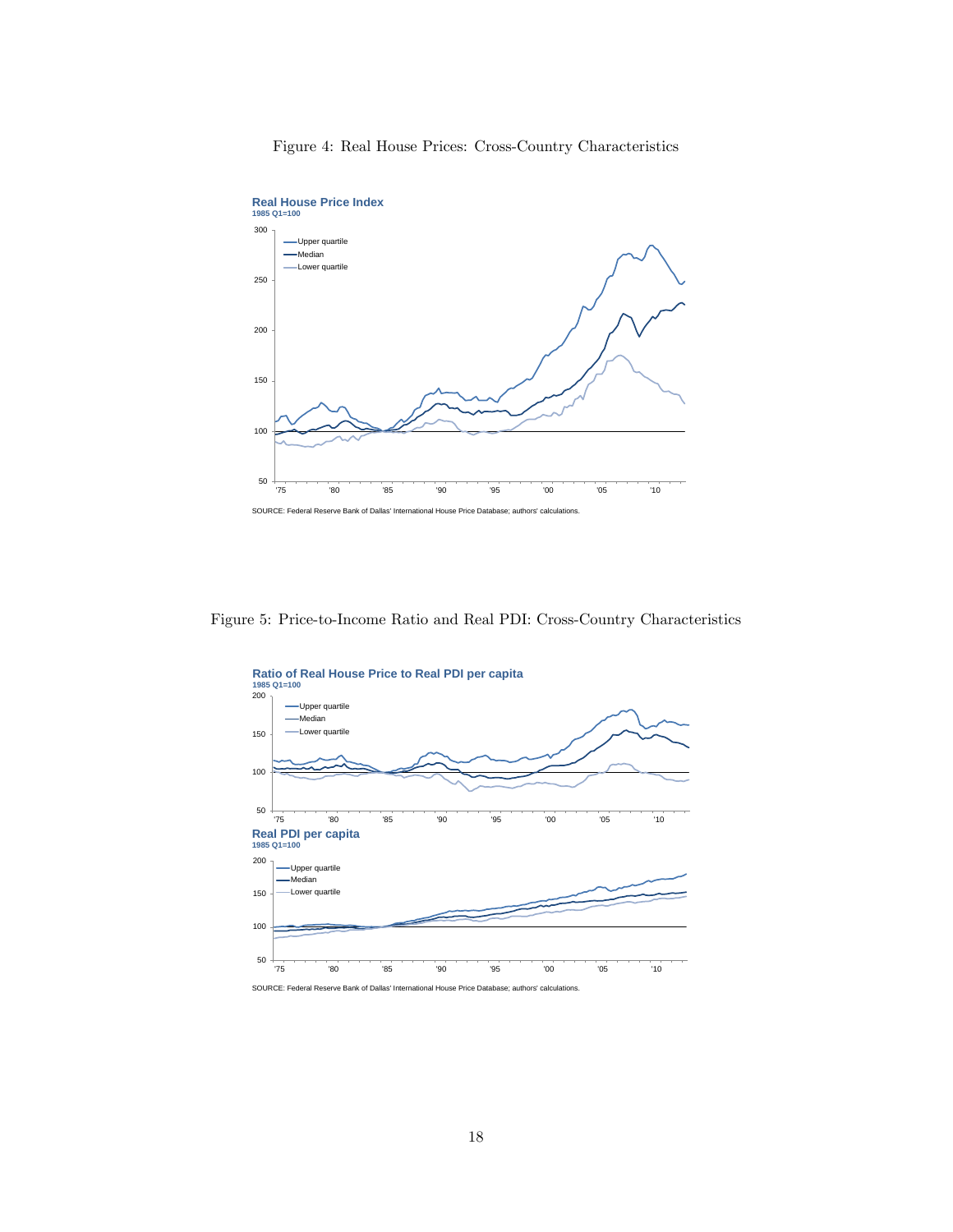Figure 4: Real House Prices: Cross-Country Characteristics

**Real House Price Index**
1985 Q1=100

SOURCE: Federal Reserve Bank of Dallas' International House Price Database; authors' calculations.

Figure 5: Price-to-Income Ratio and Real PDI: Cross-Country Characteristics

**Ratio of Real House Price to Real PDI per capita**
1985 Q1=100

**Real PDI per capita**
1985 Q1=100

SOURCE: Federal Reserve Bank of Dallas' International House Price Database; authors' calculations.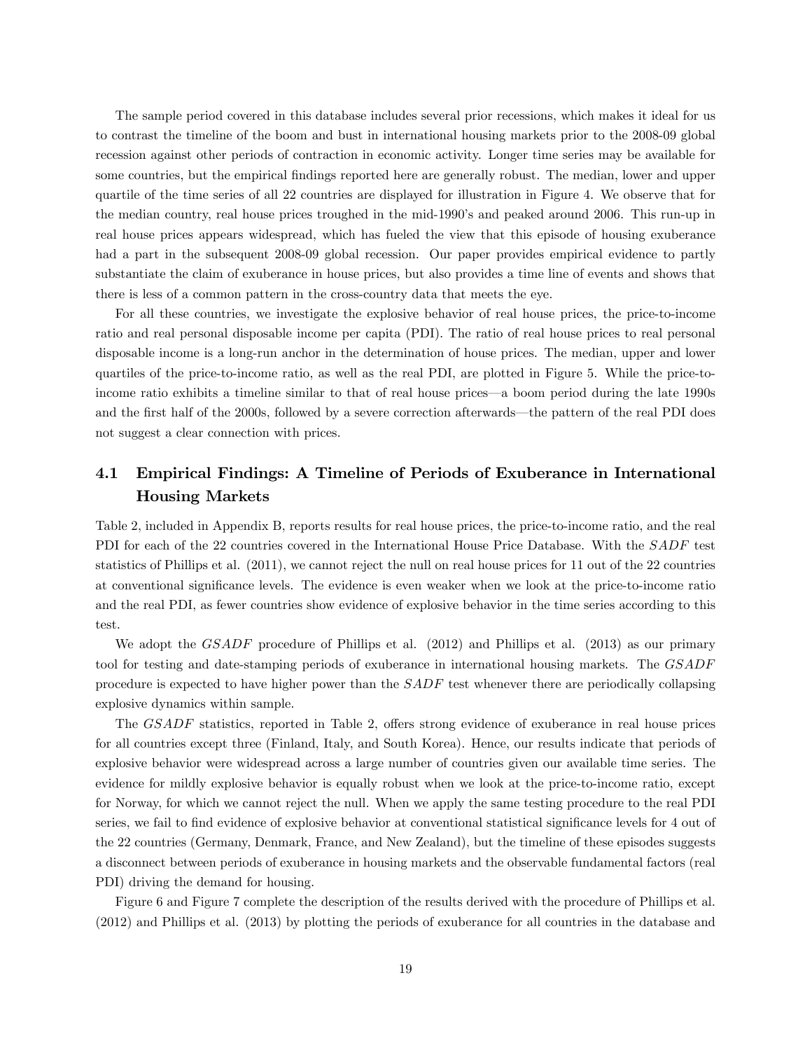The sample period covered in this database includes several prior recessions, which makes it ideal for us to contrast the timeline of the boom and bust in international housing markets prior to the 2008-09 global recession against other periods of contraction in economic activity. Longer time series may be available for some countries, but the empirical findings reported here are generally robust. The median, lower and upper quartile of the time series of all 22 countries are displayed for illustration in Figure 4. We observe that for the median country, real house prices troughed in the mid-1990's and peaked around 2006. This run-up in real house prices appears widespread, which has fueled the view that this episode of housing exuberance had a part in the subsequent 2008-09 global recession. Our paper provides empirical evidence to partly substantiate the claim of exuberance in house prices, but also provides a time line of events and shows that there is less of a common pattern in the cross-country data that meets the eye.

For all these countries, we investigate the explosive behavior of real house prices, the price-to-income ratio and real personal disposable income per capita (PDI). The ratio of real house prices to real personal disposable income is a long-run anchor in the determination of house prices. The median, upper and lower quartiles of the price-to-income ratio, as well as the real PDI, are plotted in Figure 5. While the price-to-income ratio exhibits a timeline similar to that of real house prices—a boom period during the late 1990s and the first half of the 2000s, followed by a severe correction afterwards—the pattern of the real PDI does not suggest a clear connection with prices.

## 4.1 Empirical Findings: A Timeline of Periods of Exuberance in International Housing Markets

Table 2, included in Appendix B, reports results for real house prices, the price-to-income ratio, and the real PDI for each of the 22 countries covered in the International House Price Database. With the *SADF* test statistics of Phillips et al. (2011), we cannot reject the null on real house prices for 11 out of the 22 countries at conventional significance levels. The evidence is even weaker when we look at the price-to-income ratio and the real PDI, as fewer countries show evidence of explosive behavior in the time series according to this test.

We adopt the *GSADF* procedure of Phillips et al. (2012) and Phillips et al. (2013) as our primary tool for testing and date-stamping periods of exuberance in international housing markets. The *GSADF* procedure is expected to have higher power than the *SADF* test whenever there are periodically collapsing explosive dynamics within sample.

The *GSADF* statistics, reported in Table 2, offers strong evidence of exuberance in real house prices for all countries except three (Finland, Italy, and South Korea). Hence, our results indicate that periods of explosive behavior were widespread across a large number of countries given our available time series. The evidence for mildly explosive behavior is equally robust when we look at the price-to-income ratio, except for Norway, for which we cannot reject the null. When we apply the same testing procedure to the real PDI series, we fail to find evidence of explosive behavior at conventional statistical significance levels for 4 out of the 22 countries (Germany, Denmark, France, and New Zealand), but the timeline of these episodes suggests a disconnect between periods of exuberance in housing markets and the observable fundamental factors (real PDI) driving the demand for housing.

Figure 6 and Figure 7 complete the description of the results derived with the procedure of Phillips et al. (2012) and Phillips et al. (2013) by plotting the periods of exuberance for all countries in the database and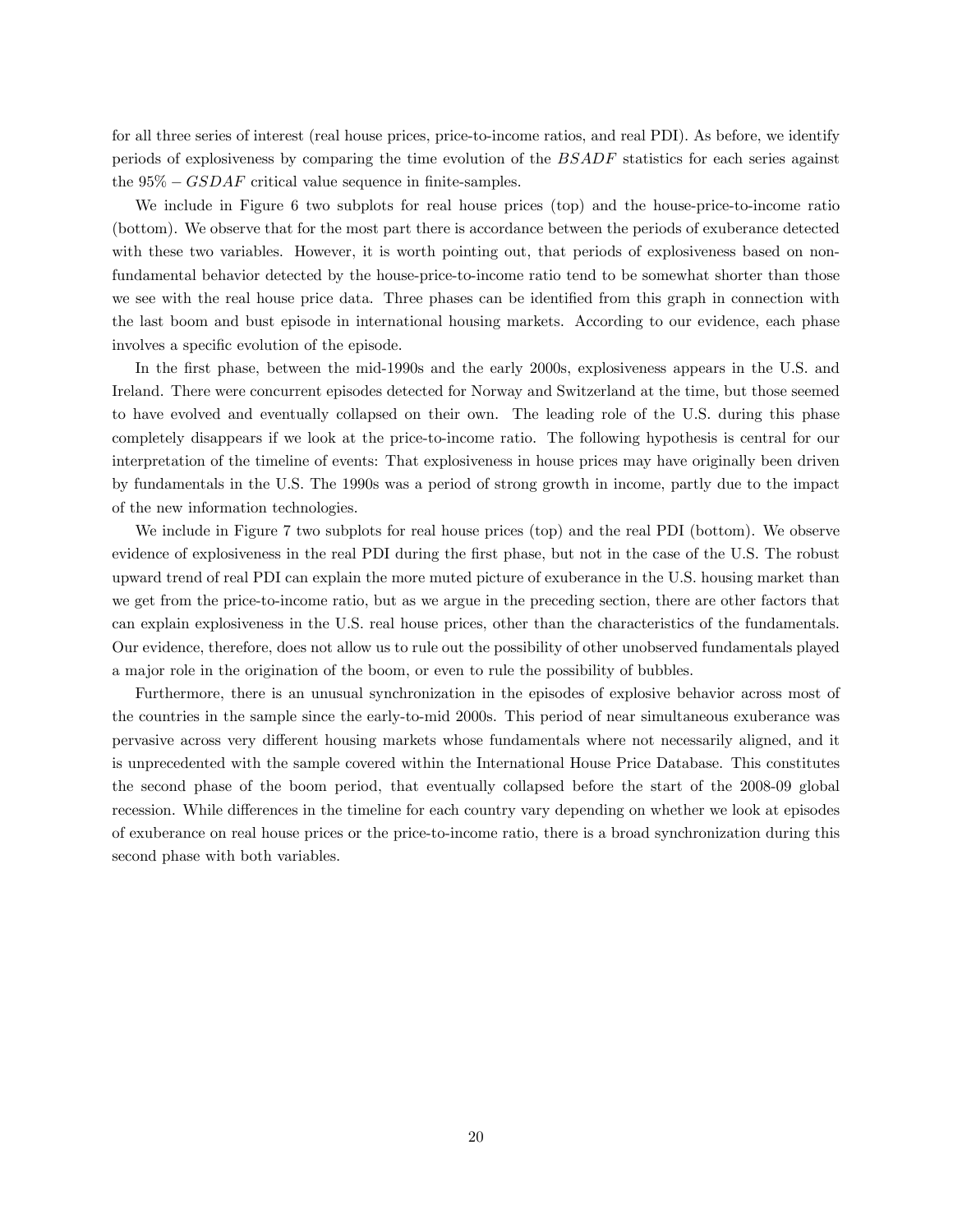for all three series of interest (real house prices, price-to-income ratios, and real PDI). As before, we identify periods of explosiveness by comparing the time evolution of the $BSADF$ statistics for each series against the $95\% - GSDAF$ critical value sequence in finite-samples.

We include in Figure 6 two subplots for real house prices (top) and the house-price-to-income ratio (bottom). We observe that for the most part there is accordance between the periods of exuberance detected with these two variables. However, it is worth pointing out, that periods of explosiveness based on non-fundamental behavior detected by the house-price-to-income ratio tend to be somewhat shorter than those we see with the real house price data. Three phases can be identified from this graph in connection with the last boom and bust episode in international housing markets. According to our evidence, each phase involves a specific evolution of the episode.

In the first phase, between the mid-1990s and the early 2000s, explosiveness appears in the U.S. and Ireland. There were concurrent episodes detected for Norway and Switzerland at the time, but those seemed to have evolved and eventually collapsed on their own. The leading role of the U.S. during this phase completely disappears if we look at the price-to-income ratio. The following hypothesis is central for our interpretation of the timeline of events: That explosiveness in house prices may have originally been driven by fundamentals in the U.S. The 1990s was a period of strong growth in income, partly due to the impact of the new information technologies.

We include in Figure 7 two subplots for real house prices (top) and the real PDI (bottom). We observe evidence of explosiveness in the real PDI during the first phase, but not in the case of the U.S. The robust upward trend of real PDI can explain the more muted picture of exuberance in the U.S. housing market than we get from the price-to-income ratio, but as we argue in the preceding section, there are other factors that can explain explosiveness in the U.S. real house prices, other than the characteristics of the fundamentals. Our evidence, therefore, does not allow us to rule out the possibility of other unobserved fundamentals played a major role in the origination of the boom, or even to rule the possibility of bubbles.

Furthermore, there is an unusual synchronization in the episodes of explosive behavior across most of the countries in the sample since the early-to-mid 2000s. This period of near simultaneous exuberance was pervasive across very different housing markets whose fundamentals where not necessarily aligned, and it is unprecedented with the sample covered within the International House Price Database. This constitutes the second phase of the boom period, that eventually collapsed before the start of the 2008-09 global recession. While differences in the timeline for each country vary depending on whether we look at episodes of exuberance on real house prices or the price-to-income ratio, there is a broad synchronization during this second phase with both variables.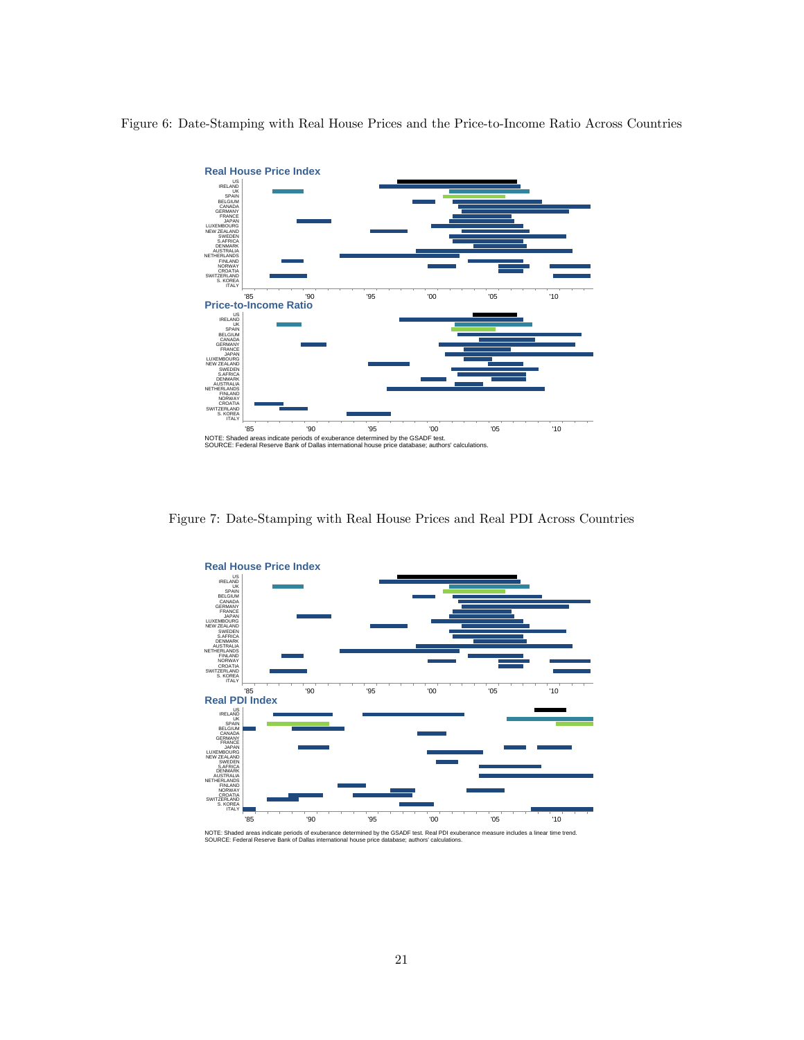Figure 6: Date-Stamping with Real House Prices and the Price-to-Income Ratio Across Countries

NOTE: Shaded areas indicate periods of exuberance determined by the GSADF test.
SOURCE: Federal Reserve Bank of Dallas international house price database; authors' calculations.

Figure 7: Date-Stamping with Real House Prices and Real PDI Across Countries

NOTE: Shaded areas indicate periods of exuberance determined by the GSADF test. Real PDI exuberance measure includes a linear time trend.
SOURCE: Federal Reserve Bank of Dallas international house price database; authors' calculations.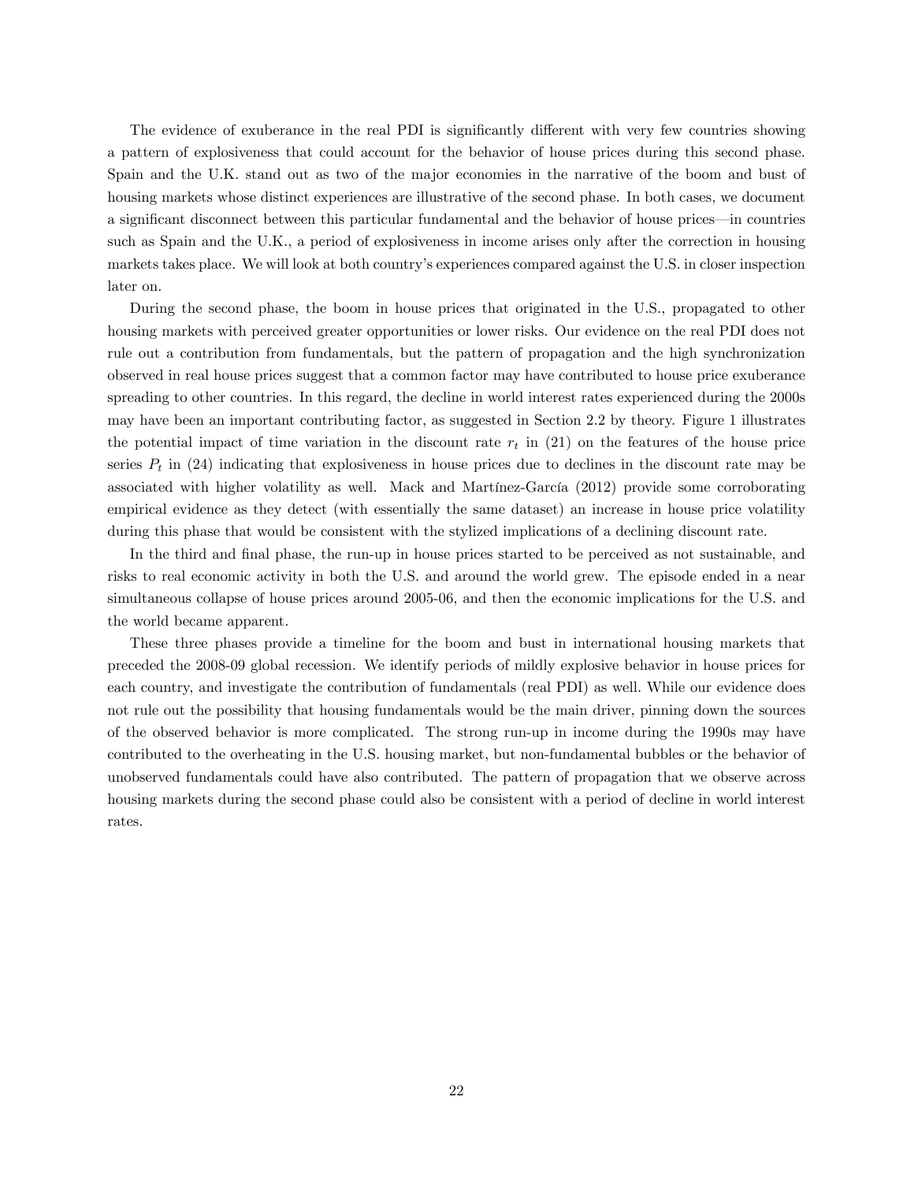The evidence of exuberance in the real PDI is significantly different with very few countries showing a pattern of explosiveness that could account for the behavior of house prices during this second phase. Spain and the U.K. stand out as two of the major economies in the narrative of the boom and bust of housing markets whose distinct experiences are illustrative of the second phase. In both cases, we document a significant disconnect between this particular fundamental and the behavior of house prices—in countries such as Spain and the U.K., a period of explosiveness in income arises only after the correction in housing markets takes place. We will look at both country's experiences compared against the U.S. in closer inspection later on.

During the second phase, the boom in house prices that originated in the U.S., propagated to other housing markets with perceived greater opportunities or lower risks. Our evidence on the real PDI does not rule out a contribution from fundamentals, but the pattern of propagation and the high synchronization observed in real house prices suggest that a common factor may have contributed to house price exuberance spreading to other countries. In this regard, the decline in world interest rates experienced during the 2000s may have been an important contributing factor, as suggested in Section 2.2 by theory. Figure 1 illustrates the potential impact of time variation in the discount rate $r_t$ in (21) on the features of the house price series $P_t$ in (24) indicating that explosiveness in house prices due to declines in the discount rate may be associated with higher volatility as well. Mack and Martínez-García (2012) provide some corroborating empirical evidence as they detect (with essentially the same dataset) an increase in house price volatility during this phase that would be consistent with the stylized implications of a declining discount rate.

In the third and final phase, the run-up in house prices started to be perceived as not sustainable, and risks to real economic activity in both the U.S. and around the world grew. The episode ended in a near simultaneous collapse of house prices around 2005-06, and then the economic implications for the U.S. and the world became apparent.

These three phases provide a timeline for the boom and bust in international housing markets that preceded the 2008-09 global recession. We identify periods of mildly explosive behavior in house prices for each country, and investigate the contribution of fundamentals (real PDI) as well. While our evidence does not rule out the possibility that housing fundamentals would be the main driver, pinning down the sources of the observed behavior is more complicated. The strong run-up in income during the 1990s may have contributed to the overheating in the U.S. housing market, but non-fundamental bubbles or the behavior of unobserved fundamentals could have also contributed. The pattern of propagation that we observe across housing markets during the second phase could also be consistent with a period of decline in world interest rates.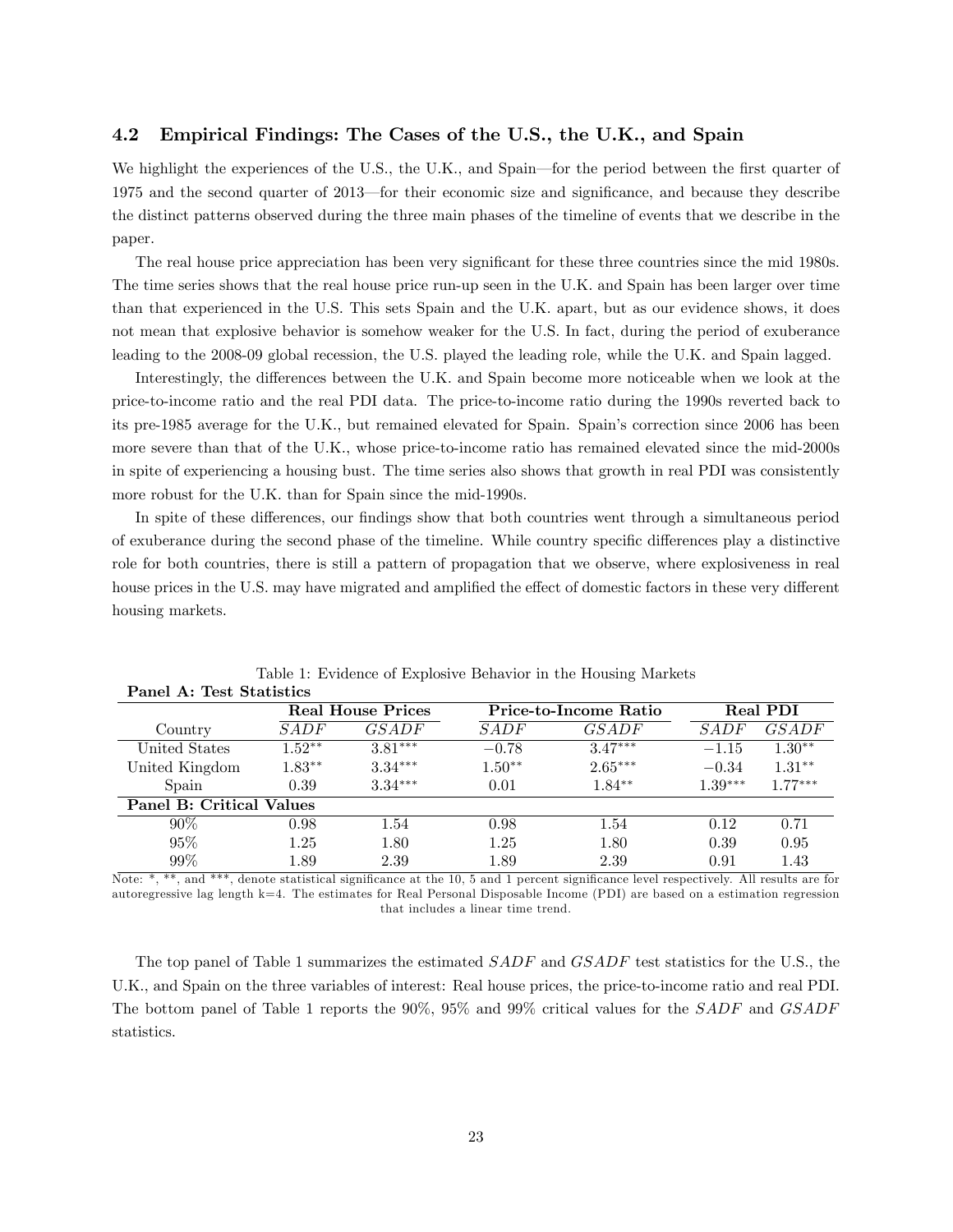### 4.2 Empirical Findings: The Cases of the U.S., the U.K., and Spain

We highlight the experiences of the U.S., the U.K., and Spain—for the period between the first quarter of 1975 and the second quarter of 2013—for their economic size and significance, and because they describe the distinct patterns observed during the three main phases of the timeline of events that we describe in the paper.

The real house price appreciation has been very significant for these three countries since the mid 1980s. The time series shows that the real house price run-up seen in the U.K. and Spain has been larger over time than that experienced in the U.S. This sets Spain and the U.K. apart, but as our evidence shows, it does not mean that explosive behavior is somehow weaker for the U.S. In fact, during the period of exuberance leading to the 2008-09 global recession, the U.S. played the leading role, while the U.K. and Spain lagged.

Interestingly, the differences between the U.K. and Spain become more noticeable when we look at the price-to-income ratio and the real PDI data. The price-to-income ratio during the 1990s reverted back to its pre-1985 average for the U.K., but remained elevated for Spain. Spain's correction since 2006 has been more severe than that of the U.K., whose price-to-income ratio has remained elevated since the mid-2000s in spite of experiencing a housing bust. The time series also shows that growth in real PDI was consistently more robust for the U.K. than for Spain since the mid-1990s.

In spite of these differences, our findings show that both countries went through a simultaneous period of exuberance during the second phase of the timeline. While country specific differences play a distinctive role for both countries, there is still a pattern of propagation that we observe, where explosiveness in real house prices in the U.S. may have migrated and amplified the effect of domestic factors in these very different housing markets.

Table 1: Evidence of Explosive Behavior in the Housing Markets

| **Panel A: Test Statistics** | Real House Prices | | Price-to-Income Ratio | | Real PDI | |
|---|---|---|---|---|---|---|
| Country | $SADF$ | $GSADF$ | $SADF$ | $GSADF$ | $SADF$ | $GSADF$ |
| United States | $1.52^{**}$ | $3.81^{***}$ | $-0.78$ | $3.47^{***}$ | $-1.15$ | $1.30^{**}$ |
| United Kingdom | $1.83^{**}$ | $3.34^{***}$ | $1.50^{**}$ | $2.65^{***}$ | $-0.34$ | $1.31^{**}$ |
| Spain | 0.39 | $3.34^{***}$ | 0.01 | $1.84^{**}$ | $1.39^{***}$ | $1.77^{***}$ |
| **Panel B: Critical Values** | | | | | | |
| 90% | 0.98 | 1.54 | 0.98 | 1.54 | 0.12 | 0.71 |
| 95% | 1.25 | 1.80 | 1.25 | 1.80 | 0.39 | 0.95 |
| 99% | 1.89 | 2.39 | 1.89 | 2.39 | 0.91 | 1.43 |

Note: *, **, and ***, denote statistical significance at the 10, 5 and 1 percent significance level respectively. All results are for autoregressive lag length k=4. The estimates for Real Personal Disposable Income (PDI) are based on a estimation regression that includes a linear time trend.

The top panel of Table 1 summarizes the estimated $SADF$ and $GSADF$ test statistics for the U.S., the U.K., and Spain on the three variables of interest: Real house prices, the price-to-income ratio and real PDI. The bottom panel of Table 1 reports the 90%, 95% and 99% critical values for the $SADF$ and $GSADF$ statistics.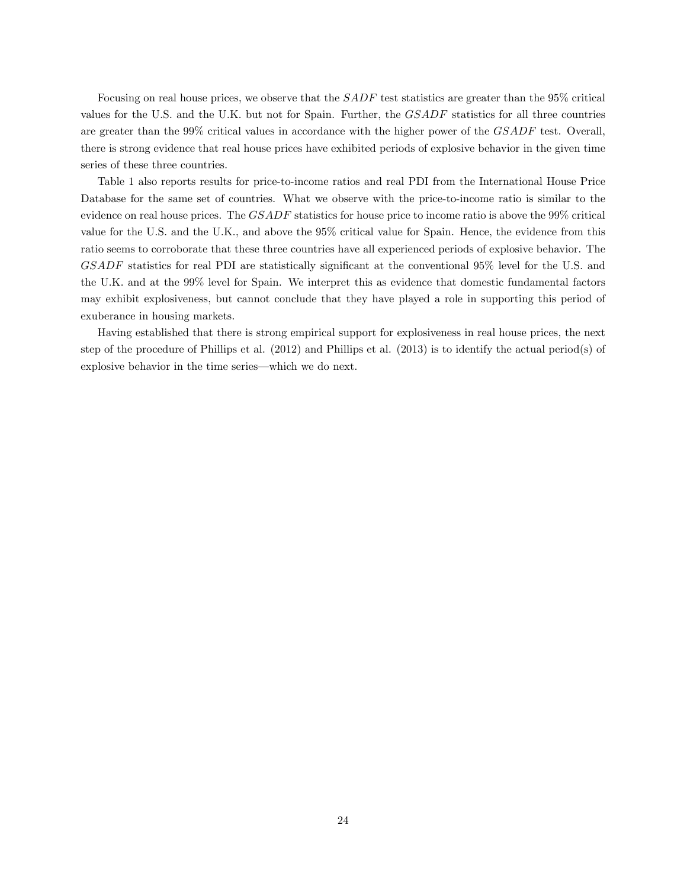Focusing on real house prices, we observe that the $SADF$ test statistics are greater than the 95% critical values for the U.S. and the U.K. but not for Spain. Further, the $GSADF$ statistics for all three countries are greater than the 99% critical values in accordance with the higher power of the $GSADF$ test. Overall, there is strong evidence that real house prices have exhibited periods of explosive behavior in the given time series of these three countries.

Table 1 also reports results for price-to-income ratios and real PDI from the International House Price Database for the same set of countries. What we observe with the price-to-income ratio is similar to the evidence on real house prices. The $GSADF$ statistics for house price to income ratio is above the 99% critical value for the U.S. and the U.K., and above the 95% critical value for Spain. Hence, the evidence from this ratio seems to corroborate that these three countries have all experienced periods of explosive behavior. The $GSADF$ statistics for real PDI are statistically significant at the conventional 95% level for the U.S. and the U.K. and at the 99% level for Spain. We interpret this as evidence that domestic fundamental factors may exhibit explosiveness, but cannot conclude that they have played a role in supporting this period of exuberance in housing markets.

Having established that there is strong empirical support for explosiveness in real house prices, the next step of the procedure of Phillips et al. (2012) and Phillips et al. (2013) is to identify the actual period(s) of explosive behavior in the time series—which we do next.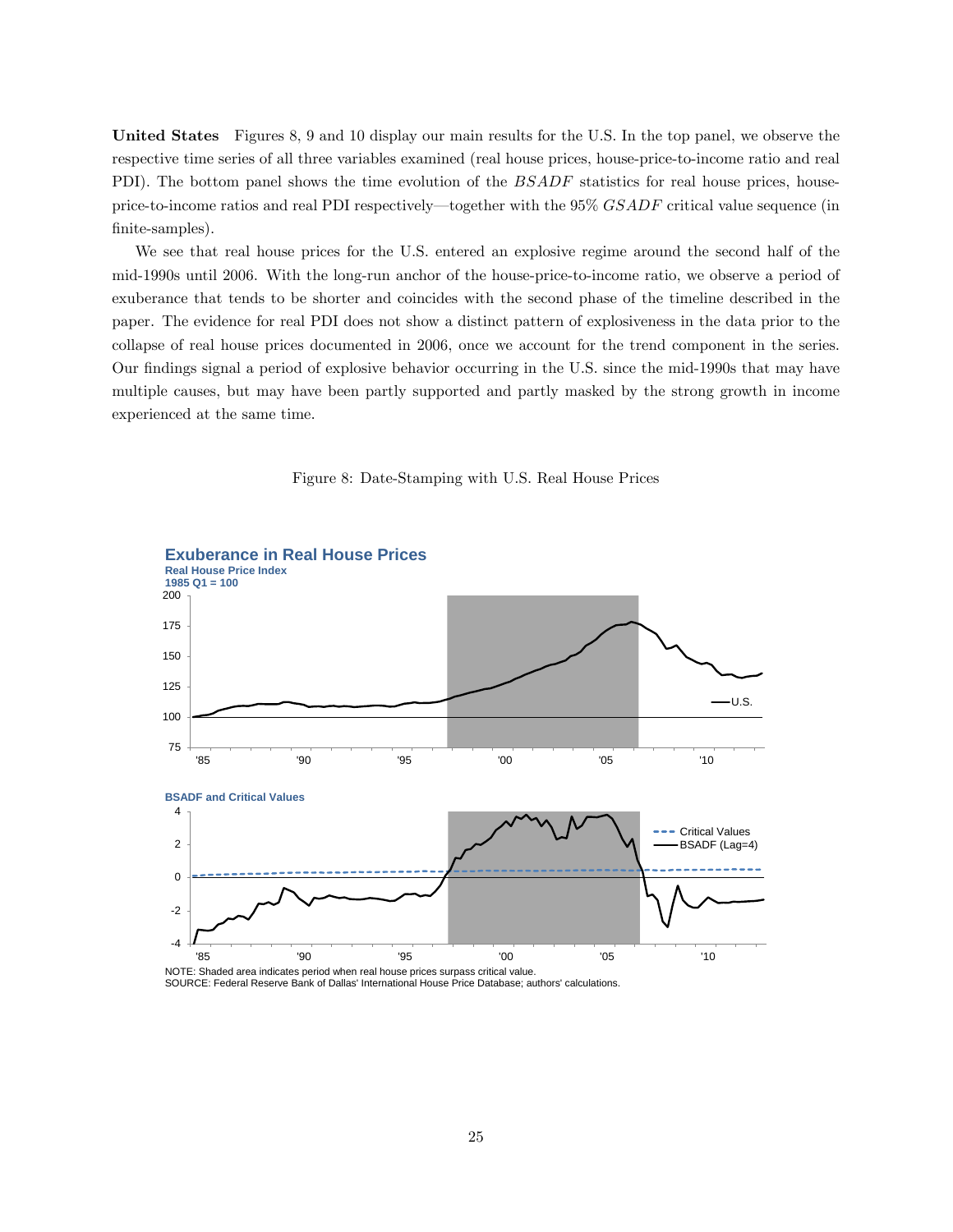**United States** Figures 8, 9 and 10 display our main results for the U.S. In the top panel, we observe the respective time series of all three variables examined (real house prices, house-price-to-income ratio and real PDI). The bottom panel shows the time evolution of the $BSADF$ statistics for real house prices, house-price-to-income ratios and real PDI respectively—together with the 95% $GSADF$ critical value sequence (in finite-samples).

We see that real house prices for the U.S. entered an explosive regime around the second half of the mid-1990s until 2006. With the long-run anchor of the house-price-to-income ratio, we observe a period of exuberance that tends to be shorter and coincides with the second phase of the timeline described in the paper. The evidence for real PDI does not show a distinct pattern of explosiveness in the data prior to the collapse of real house prices documented in 2006, once we account for the trend component in the series. Our findings signal a period of explosive behavior occurring in the U.S. since the mid-1990s that may have multiple causes, but may have been partly supported and partly masked by the strong growth in income experienced at the same time.

Figure 8: Date-Stamping with U.S. Real House Prices

**Exuberance in Real House Prices**

NOTE: Shaded area indicates period when real house prices surpass critical value.
SOURCE: Federal Reserve Bank of Dallas' International House Price Database; authors' calculations.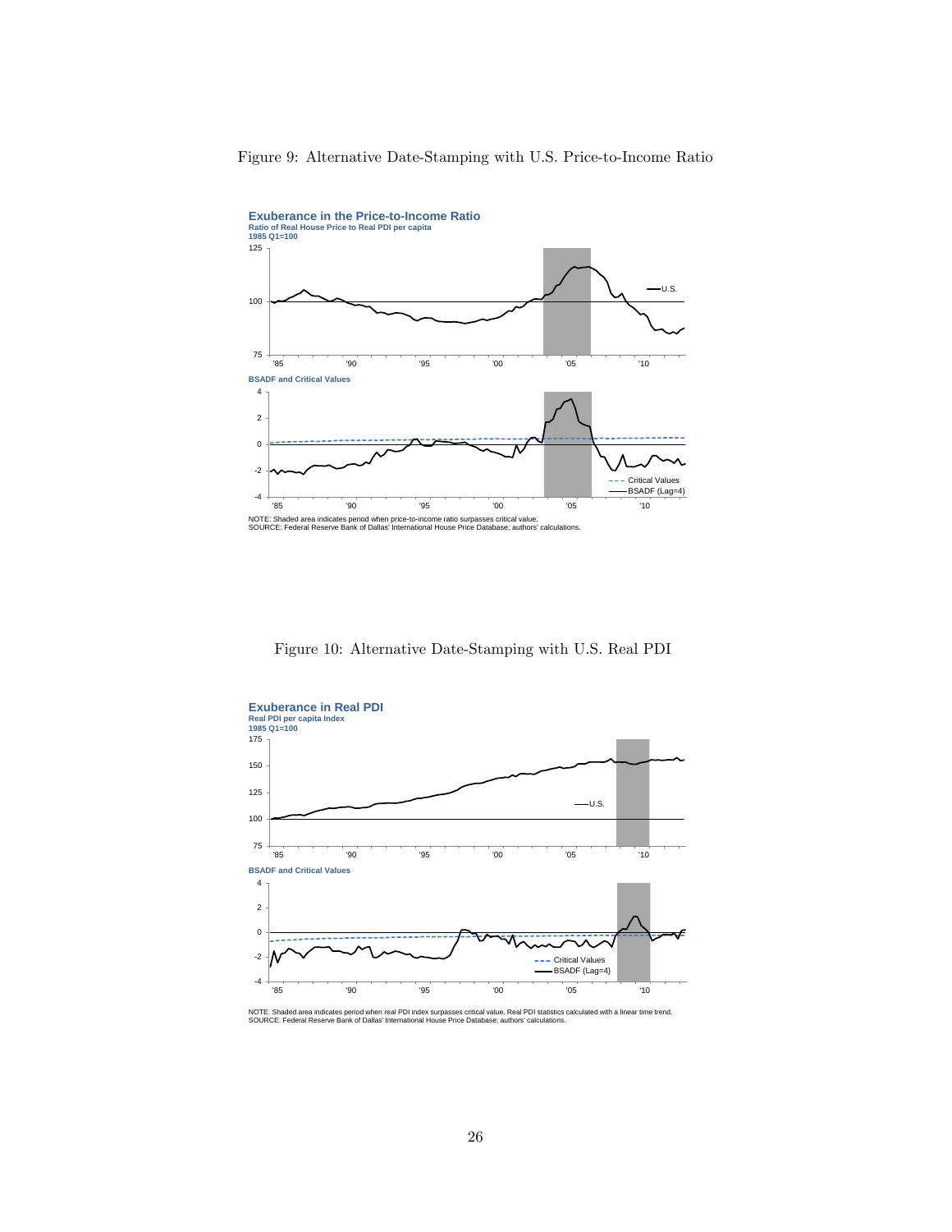Figure 9: Alternative Date-Stamping with U.S. Price-to-Income Ratio

**Exuberance in the Price-to-Income Ratio**
**Ratio of Real House Price to Real PDI per capita**
**1985 Q1=100**

**BSADF and Critical Values**

NOTE: Shaded area indicates period when price-to-income ratio surpasses critical value.
SOURCE: Federal Reserve Bank of Dallas' International House Price Database; authors' calculations.

Figure 10: Alternative Date-Stamping with U.S. Real PDI

**Exuberance in Real PDI**
**Real PDI per capita Index**
**1985 Q1=100**

**BSADF and Critical Values**

NOTE: Shaded area indicates period when real PDI index surpasses critical value. Real PDI statistics calculated with a linear time trend.
SOURCE: Federal Reserve Bank of Dallas' International House Price Database; authors' calculations.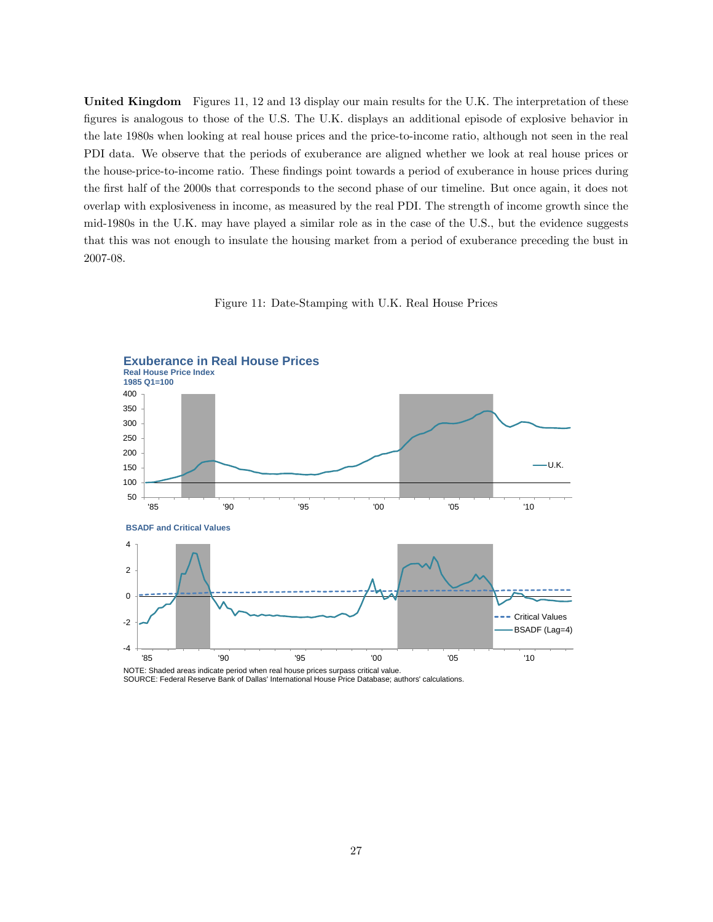**United Kingdom** Figures 11, 12 and 13 display our main results for the U.K. The interpretation of these figures is analogous to those of the U.S. The U.K. displays an additional episode of explosive behavior in the late 1980s when looking at real house prices and the price-to-income ratio, although not seen in the real PDI data. We observe that the periods of exuberance are aligned whether we look at real house prices or the house-price-to-income ratio. These findings point towards a period of exuberance in house prices during the first half of the 2000s that corresponds to the second phase of our timeline. But once again, it does not overlap with explosiveness in income, as measured by the real PDI. The strength of income growth since the mid-1980s in the U.K. may have played a similar role as in the case of the U.S., but the evidence suggests that this was not enough to insulate the housing market from a period of exuberance preceding the bust in 2007-08.

Figure 11: Date-Stamping with U.K. Real House Prices

**Exuberance in Real House Prices**
Real House Price Index
1985 Q1=100

BSADF and Critical Values

NOTE: Shaded areas indicate period when real house prices surpass critical value.
SOURCE: Federal Reserve Bank of Dallas' International House Price Database; authors' calculations.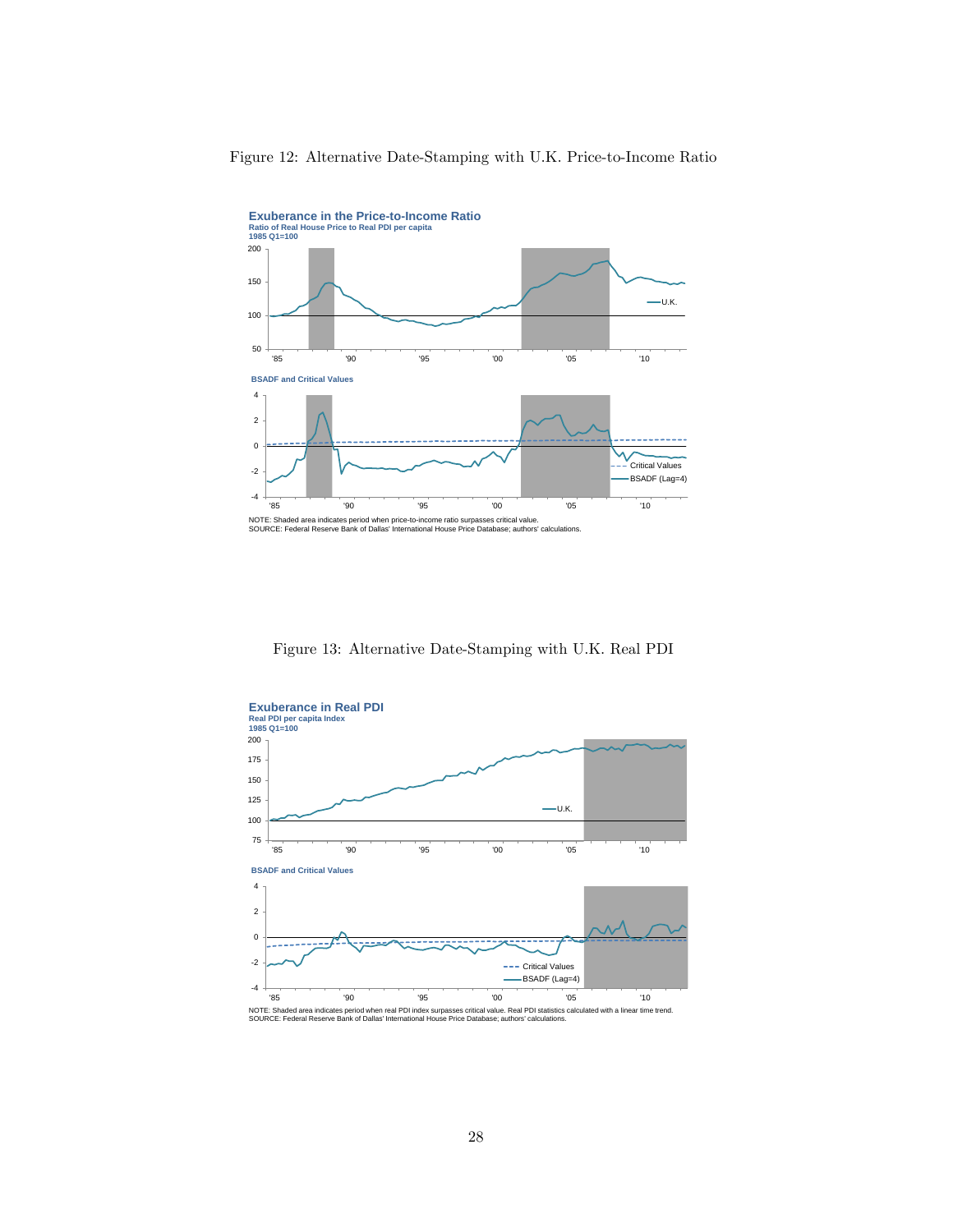Figure 12: Alternative Date-Stamping with U.K. Price-to-Income Ratio

**Exuberance in the Price-to-Income Ratio**
Ratio of Real House Price to Real PDI per capita
1985 Q1=100

**BSADF and Critical Values**

NOTE: Shaded area indicates period when price-to-income ratio surpasses critical value.
SOURCE: Federal Reserve Bank of Dallas' International House Price Database; authors' calculations.

Figure 13: Alternative Date-Stamping with U.K. Real PDI

**Exuberance in Real PDI**
Real PDI per capita Index
1985 Q1=100

**BSADF and Critical Values**

NOTE: Shaded area indicates period when real PDI index surpasses critical value. Real PDI statistics calculated with a linear time trend.
SOURCE: Federal Reserve Bank of Dallas' International House Price Database; authors' calculations.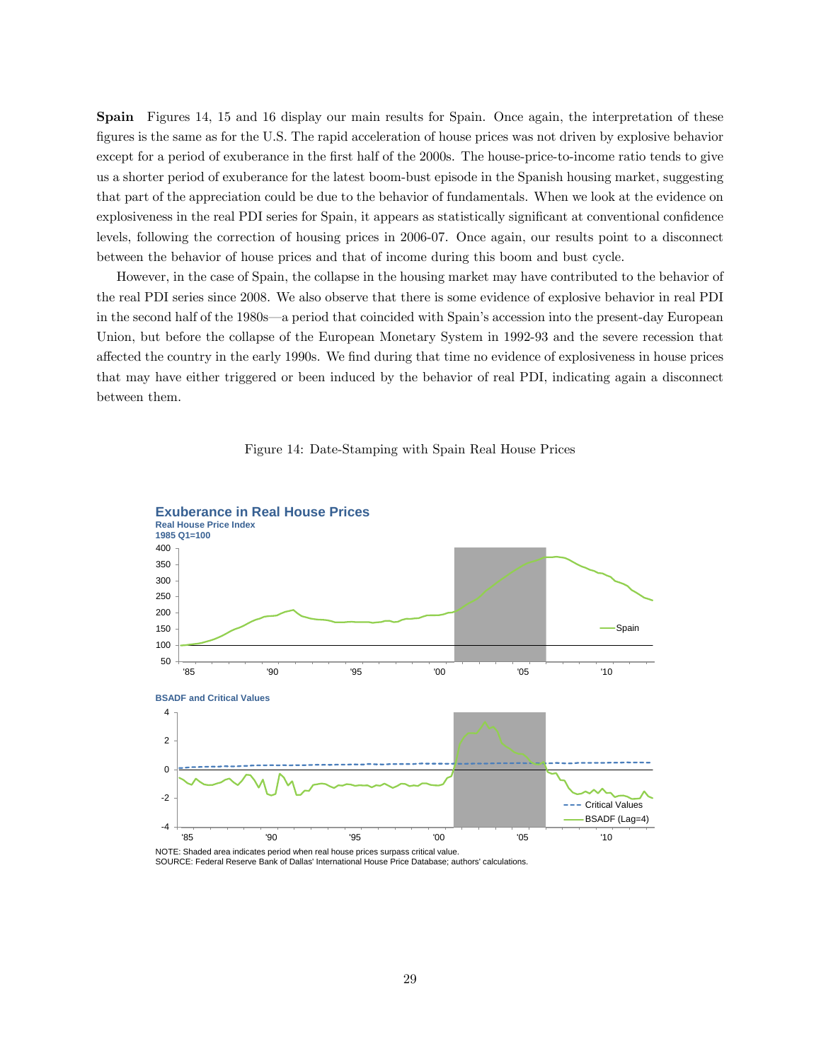**Spain** Figures 14, 15 and 16 display our main results for Spain. Once again, the interpretation of these figures is the same as for the U.S. The rapid acceleration of house prices was not driven by explosive behavior except for a period of exuberance in the first half of the 2000s. The house-price-to-income ratio tends to give us a shorter period of exuberance for the latest boom-bust episode in the Spanish housing market, suggesting that part of the appreciation could be due to the behavior of fundamentals. When we look at the evidence on explosiveness in the real PDI series for Spain, it appears as statistically significant at conventional confidence levels, following the correction of housing prices in 2006-07. Once again, our results point to a disconnect between the behavior of house prices and that of income during this boom and bust cycle.

However, in the case of Spain, the collapse in the housing market may have contributed to the behavior of the real PDI series since 2008. We also observe that there is some evidence of explosive behavior in real PDI in the second half of the 1980s—a period that coincided with Spain's accession into the present-day European Union, but before the collapse of the European Monetary System in 1992-93 and the severe recession that affected the country in the early 1990s. We find during that time no evidence of explosiveness in house prices that may have either triggered or been induced by the behavior of real PDI, indicating again a disconnect between them.

Figure 14: Date-Stamping with Spain Real House Prices

**Exuberance in Real House Prices**
Real House Price Index
1985 Q1=100

**BSADF and Critical Values**

NOTE: Shaded area indicates period when real house prices surpass critical value.
SOURCE: Federal Reserve Bank of Dallas' International House Price Database; authors' calculations.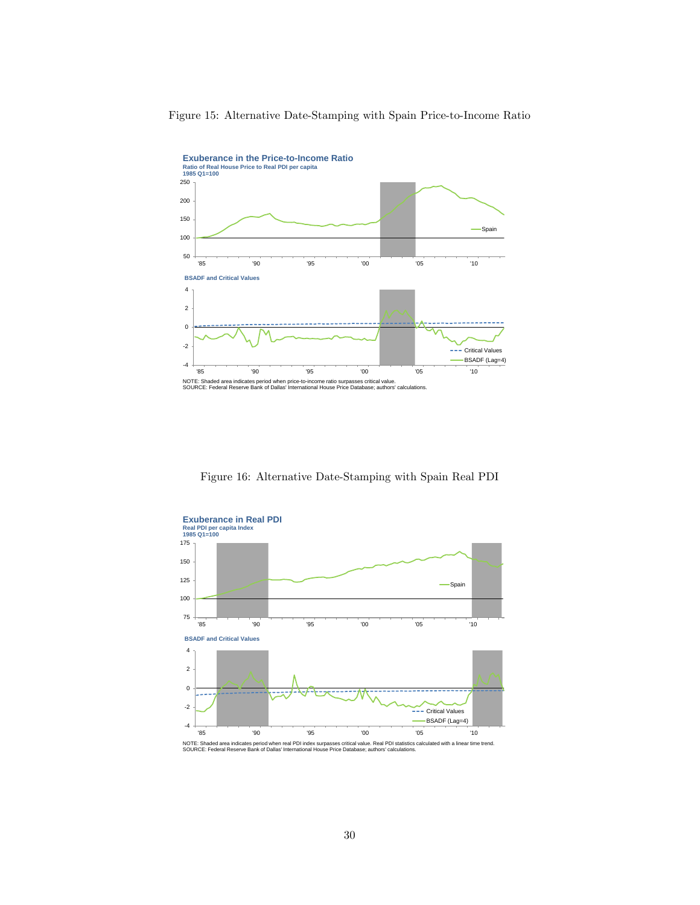Figure 15: Alternative Date-Stamping with Spain Price-to-Income Ratio

**Exuberance in the Price-to-Income Ratio**
Ratio of Real House Price to Real PDI per capita
1985 Q1=100

BSADF and Critical Values

NOTE: Shaded area indicates period when price-to-income ratio surpasses critical value.
SOURCE: Federal Reserve Bank of Dallas' International House Price Database; authors' calculations.

Figure 16: Alternative Date-Stamping with Spain Real PDI

**Exuberance in Real PDI**
Real PDI per capita Index
1985 Q1=100

BSADF and Critical Values

NOTE: Shaded area indicates period when real PDI index surpasses critical value. Real PDI statistics calculated with a linear time trend.
SOURCE: Federal Reserve Bank of Dallas' International House Price Database; authors' calculations.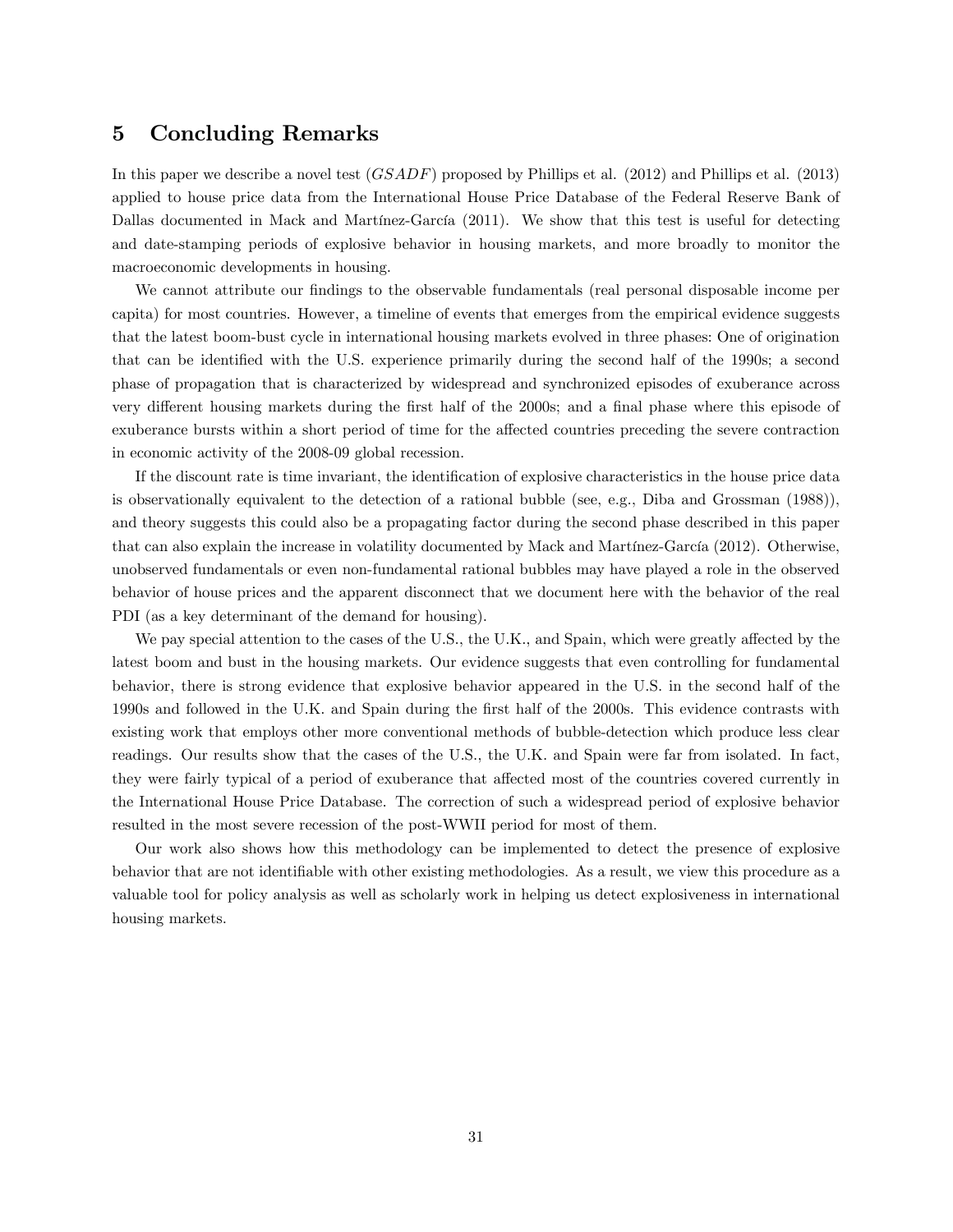## 5 Concluding Remarks

In this paper we describe a novel test ($GSADF$) proposed by Phillips et al. (2012) and Phillips et al. (2013) applied to house price data from the International House Price Database of the Federal Reserve Bank of Dallas documented in Mack and Martínez-García (2011). We show that this test is useful for detecting and date-stamping periods of explosive behavior in housing markets, and more broadly to monitor the macroeconomic developments in housing.

We cannot attribute our findings to the observable fundamentals (real personal disposable income per capita) for most countries. However, a timeline of events that emerges from the empirical evidence suggests that the latest boom-bust cycle in international housing markets evolved in three phases: One of origination that can be identified with the U.S. experience primarily during the second half of the 1990s; a second phase of propagation that is characterized by widespread and synchronized episodes of exuberance across very different housing markets during the first half of the 2000s; and a final phase where this episode of exuberance bursts within a short period of time for the affected countries preceding the severe contraction in economic activity of the 2008-09 global recession.

If the discount rate is time invariant, the identification of explosive characteristics in the house price data is observationally equivalent to the detection of a rational bubble (see, e.g., Diba and Grossman (1988)), and theory suggests this could also be a propagating factor during the second phase described in this paper that can also explain the increase in volatility documented by Mack and Martínez-García (2012). Otherwise, unobserved fundamentals or even non-fundamental rational bubbles may have played a role in the observed behavior of house prices and the apparent disconnect that we document here with the behavior of the real PDI (as a key determinant of the demand for housing).

We pay special attention to the cases of the U.S., the U.K., and Spain, which were greatly affected by the latest boom and bust in the housing markets. Our evidence suggests that even controlling for fundamental behavior, there is strong evidence that explosive behavior appeared in the U.S. in the second half of the 1990s and followed in the U.K. and Spain during the first half of the 2000s. This evidence contrasts with existing work that employs other more conventional methods of bubble-detection which produce less clear readings. Our results show that the cases of the U.S., the U.K. and Spain were far from isolated. In fact, they were fairly typical of a period of exuberance that affected most of the countries covered currently in the International House Price Database. The correction of such a widespread period of explosive behavior resulted in the most severe recession of the post-WWII period for most of them.

Our work also shows how this methodology can be implemented to detect the presence of explosive behavior that are not identifiable with other existing methodologies. As a result, we view this procedure as a valuable tool for policy analysis as well as scholarly work in helping us detect explosiveness in international housing markets.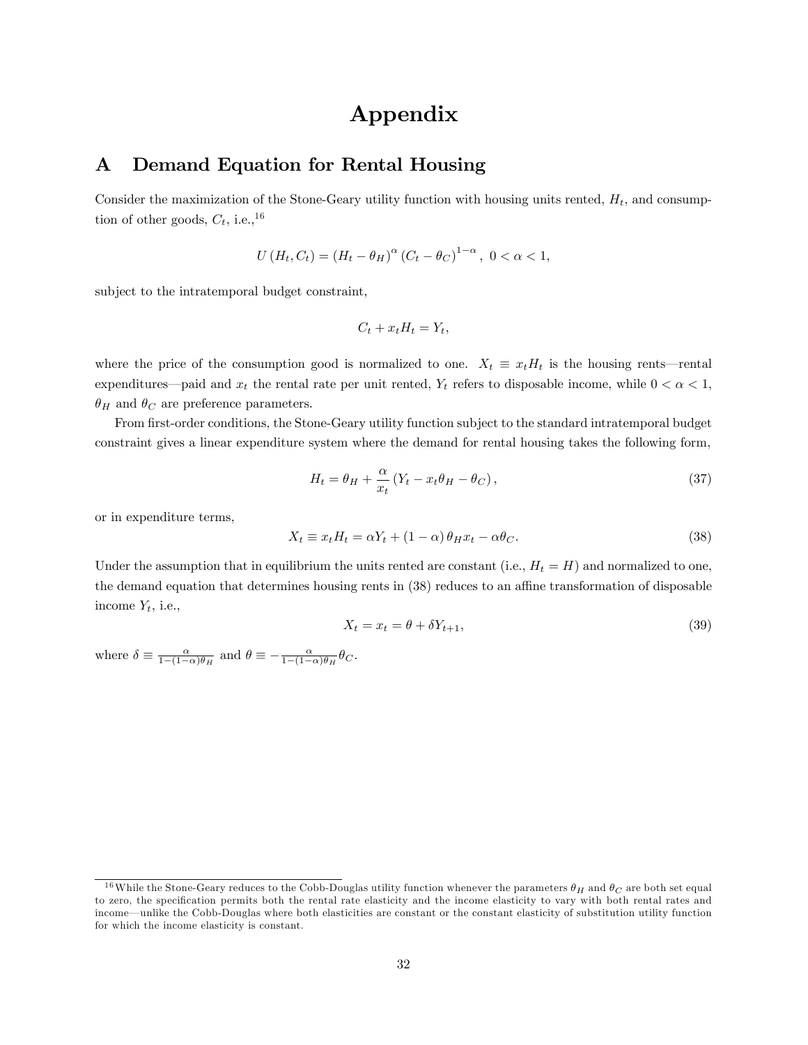# Appendix

## A Demand Equation for Rental Housing

Consider the maximization of the Stone-Geary utility function with housing units rented, $H_t$, and consumption of other goods, $C_t$, i.e.,[16]

$$U(H_t, C_t) = (H_t - \theta_H)^{\alpha} (C_t - \theta_C)^{1-\alpha}, \; 0 < \alpha < 1,$$

subject to the intratemporal budget constraint,

$$C_t + x_t H_t = Y_t,$$

where the price of the consumption good is normalized to one. $X_t \equiv x_t H_t$ is the housing rents—rental expenditures—paid and $x_t$ the rental rate per unit rented, $Y_t$ refers to disposable income, while $0 < \alpha < 1$, $\theta_H$ and $\theta_C$ are preference parameters.

From first-order conditions, the Stone-Geary utility function subject to the standard intratemporal budget constraint gives a linear expenditure system where the demand for rental housing takes the following form,

$$H_t = \theta_H + \frac{\alpha}{x_t} (Y_t - x_t \theta_H - \theta_C), \tag{37}$$

or in expenditure terms,

$$X_t \equiv x_t H_t = \alpha Y_t + (1-\alpha) \theta_H x_t - \alpha \theta_C. \tag{38}$$

Under the assumption that in equilibrium the units rented are constant (i.e., $H_t = H$) and normalized to one, the demand equation that determines housing rents in (38) reduces to an affine transformation of disposable income $Y_t$, i.e.,

$$X_t = x_t = \theta + \delta Y_{t+1}, \tag{39}$$

where $\delta \equiv \frac{\alpha}{1-(1-\alpha)\theta_H}$ and $\theta \equiv -\frac{\alpha}{1-(1-\alpha)\theta_H} \theta_C$.

[16] While the Stone-Geary reduces to the Cobb-Douglas utility function whenever the parameters $\theta_H$ and $\theta_C$ are both set equal to zero, the specification permits both the rental rate elasticity and the income elasticity to vary with both rental rates and income—unlike the Cobb-Douglas where both elasticities are constant or the constant elasticity of substitution utility function for which the income elasticity is constant.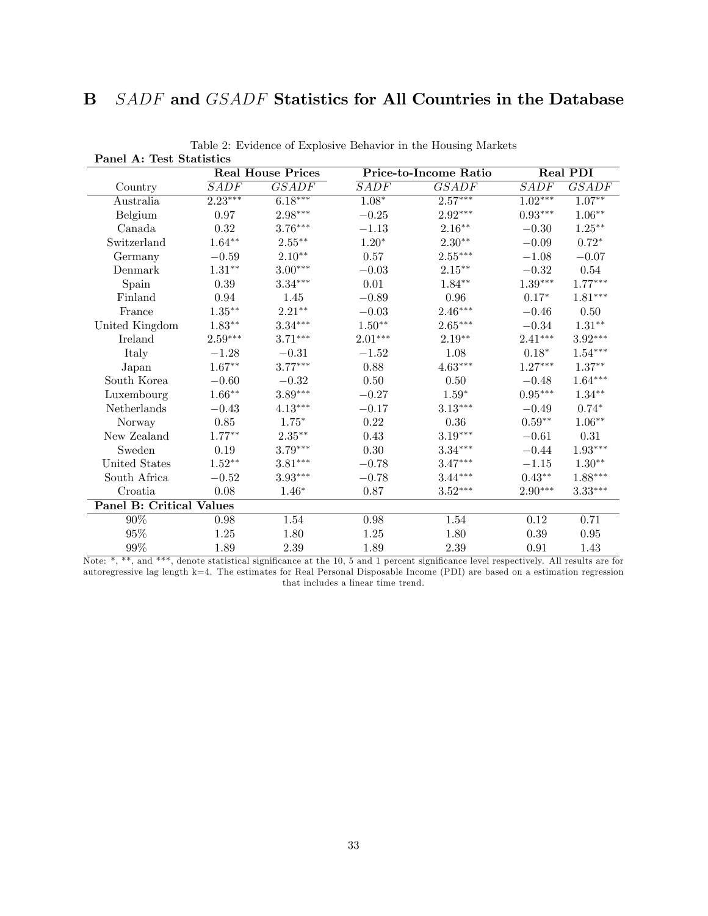# B *SADF* and *GSADF* Statistics for All Countries in the Database

Table 2: Evidence of Explosive Behavior in the Housing Markets

| **Panel A: Test Statistics** | **Real House Prices** | | **Price-to-Income Ratio** | | **Real PDI** | |
|---|---|---|---|---|---|---|
| Country | $SADF$ | $GSADF$ | $SADF$ | $GSADF$ | $SADF$ | $GSADF$ |
| Australia | $2.23^{***}$ | $6.18^{***}$ | $1.08^{*}$ | $2.57^{***}$ | $1.02^{***}$ | $1.07^{**}$ |
| Belgium | 0.97 | $2.98^{***}$ | $-0.25$ | $2.92^{***}$ | $0.93^{***}$ | $1.06^{**}$ |
| Canada | 0.32 | $3.76^{***}$ | $-1.13$ | $2.16^{**}$ | $-0.30$ | $1.25^{**}$ |
| Switzerland | $1.64^{**}$ | $2.55^{**}$ | $1.20^{*}$ | $2.30^{**}$ | $-0.09$ | $0.72^{*}$ |
| Germany | $-0.59$ | $2.10^{**}$ | 0.57 | $2.55^{***}$ | $-1.08$ | $-0.07$ |
| Denmark | $1.31^{**}$ | $3.00^{***}$ | $-0.03$ | $2.15^{**}$ | $-0.32$ | 0.54 |
| Spain | 0.39 | $3.34^{***}$ | 0.01 | $1.84^{**}$ | $1.39^{***}$ | $1.77^{***}$ |
| Finland | 0.94 | 1.45 | $-0.89$ | 0.96 | $0.17^{*}$ | $1.81^{***}$ |
| France | $1.35^{**}$ | $2.21^{**}$ | $-0.03$ | $2.46^{***}$ | $-0.46$ | 0.50 |
| United Kingdom | $1.83^{**}$ | $3.34^{***}$ | $1.50^{**}$ | $2.65^{***}$ | $-0.34$ | $1.31^{**}$ |
| Ireland | $2.59^{***}$ | $3.71^{***}$ | $2.01^{***}$ | $2.19^{**}$ | $2.41^{***}$ | $3.92^{***}$ |
| Italy | $-1.28$ | $-0.31$ | $-1.52$ | 1.08 | $0.18^{*}$ | $1.54^{***}$ |
| Japan | $1.67^{**}$ | $3.77^{***}$ | 0.88 | $4.63^{***}$ | $1.27^{***}$ | $1.37^{**}$ |
| South Korea | $-0.60$ | $-0.32$ | 0.50 | 0.50 | $-0.48$ | $1.64^{***}$ |
| Luxembourg | $1.66^{**}$ | $3.89^{***}$ | $-0.27$ | $1.59^{*}$ | $0.95^{***}$ | $1.34^{**}$ |
| Netherlands | $-0.43$ | $4.13^{***}$ | $-0.17$ | $3.13^{***}$ | $-0.49$ | $0.74^{*}$ |
| Norway | 0.85 | $1.75^{*}$ | 0.22 | 0.36 | $0.59^{**}$ | $1.06^{**}$ |
| New Zealand | $1.77^{**}$ | $2.35^{**}$ | 0.43 | $3.19^{***}$ | $-0.61$ | 0.31 |
| Sweden | 0.19 | $3.79^{***}$ | 0.30 | $3.34^{***}$ | $-0.44$ | $1.93^{***}$ |
| United States | $1.52^{**}$ | $3.81^{***}$ | $-0.78$ | $3.47^{***}$ | $-1.15$ | $1.30^{**}$ |
| South Africa | $-0.52$ | $3.93^{***}$ | $-0.78$ | $3.44^{***}$ | $0.43^{**}$ | $1.88^{***}$ |
| Croatia | 0.08 | $1.46^{*}$ | 0.87 | $3.52^{***}$ | $2.90^{***}$ | $3.33^{***}$ |
| **Panel B: Critical Values** | | | | | | |
| 90% | 0.98 | 1.54 | 0.98 | 1.54 | 0.12 | 0.71 |
| 95% | 1.25 | 1.80 | 1.25 | 1.80 | 0.39 | 0.95 |
| 99% | 1.89 | 2.39 | 1.89 | 2.39 | 0.91 | 1.43 |

Note: *, **, and ***, denote statistical significance at the 10, 5 and 1 percent significance level respectively. All results are for autoregressive lag length k=4. The estimates for Real Personal Disposable Income (PDI) are based on a estimation regression that includes a linear time trend.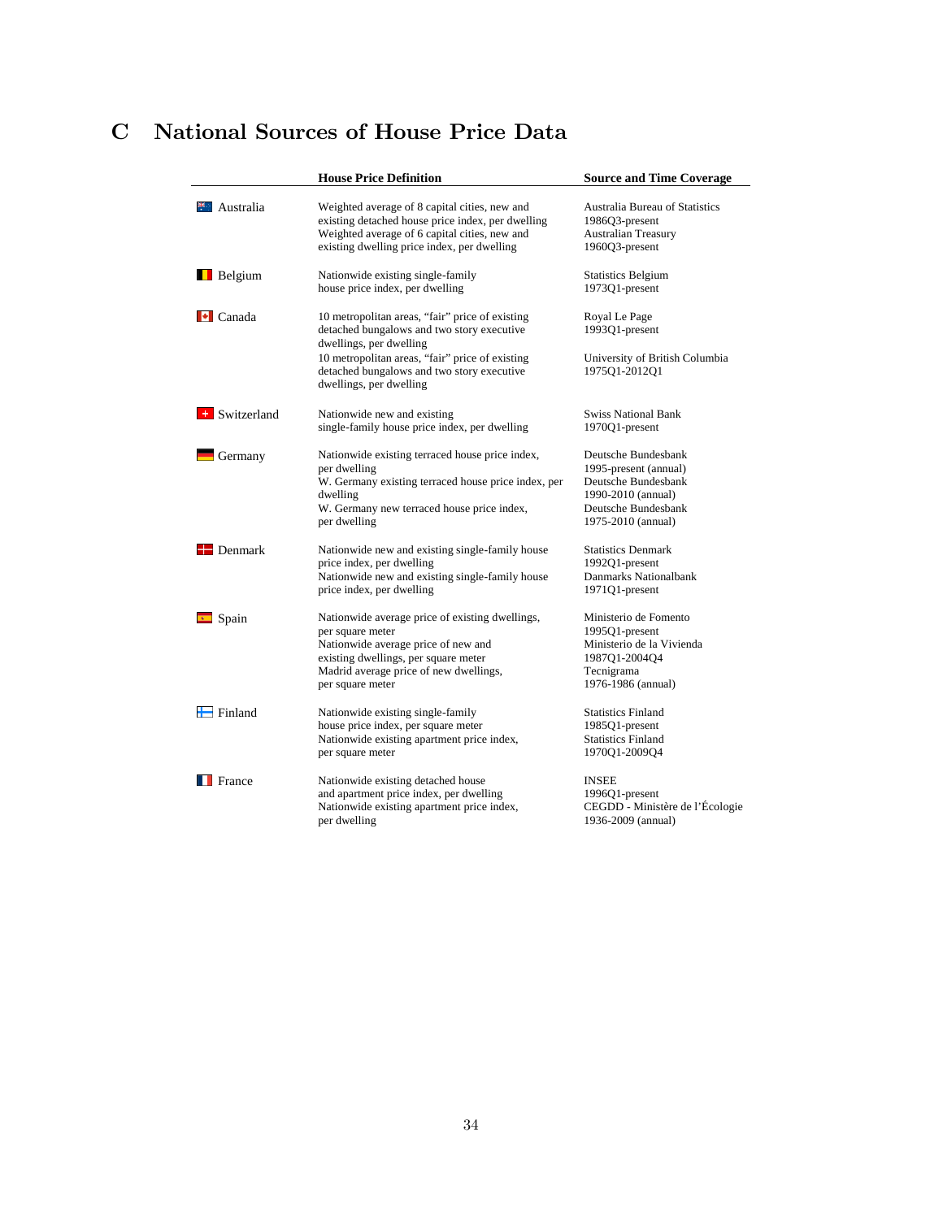# C National Sources of House Price Data

| | House Price Definition | Source and Time Coverage |
|---|---|---|
| Australia | Weighted average of 8 capital cities, new and existing detached house price index, per dwelling | Australia Bureau of Statistics 1986Q3-present |
| | Weighted average of 6 capital cities, new and existing dwelling price index, per dwelling | Australian Treasury 1960Q3-present |
| Belgium | Nationwide existing single-family house price index, per dwelling | Statistics Belgium 1973Q1-present |
| Canada | 10 metropolitan areas, "fair" price of existing detached bungalows and two story executive dwellings, per dwelling | Royal Le Page 1993Q1-present |
| | 10 metropolitan areas, "fair" price of existing detached bungalows and two story executive dwellings, per dwelling | University of British Columbia 1975Q1-2012Q1 |
| Switzerland | Nationwide new and existing single-family house price index, per dwelling | Swiss National Bank 1970Q1-present |
| Germany | Nationwide existing terraced house price index, per dwelling | Deutsche Bundesbank 1995-present (annual) |
| | W. Germany existing terraced house price index, per dwelling | Deutsche Bundesbank 1990-2010 (annual) |
| | W. Germany new terraced house price index, per dwelling | Deutsche Bundesbank 1975-2010 (annual) |
| Denmark | Nationwide new and existing single-family house price index, per dwelling | Statistics Denmark 1992Q1-present |
| | Nationwide new and existing single-family house price index, per dwelling | Danmarks Nationalbank 1971Q1-present |
| Spain | Nationwide average price of existing dwellings, per square meter | Ministerio de Fomento 1995Q1-present |
| | Nationwide average price of new and existing dwellings, per square meter | Ministerio de la Vivienda 1987Q1-2004Q4 |
| | Madrid average price of new dwellings, per square meter | Tecnigrama 1976-1986 (annual) |
| Finland | Nationwide existing single-family house price index, per square meter | Statistics Finland 1985Q1-present |
| | Nationwide existing apartment price index, per square meter | Statistics Finland 1970Q1-2009Q4 |
| France | Nationwide existing detached house and apartment price index, per dwelling | INSEE 1996Q1-present |
| | Nationwide existing apartment price index, per dwelling | CEGDD - Ministère de l'Écologie 1936-2009 (annual) |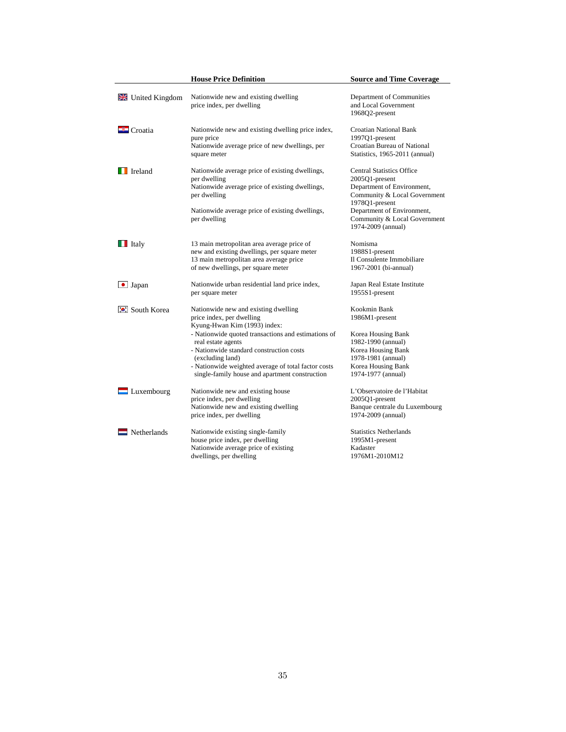| | House Price Definition | Source and Time Coverage |
|---|---|---|
| United Kingdom | Nationwide new and existing dwelling price index, per dwelling | Department of Communities and Local Government 1968Q2-present |
| Croatia | Nationwide new and existing dwelling price index, pure price | Croatian National Bank 1997Q1-present |
| | Nationwide average price of new dwellings, per square meter | Croatian Bureau of National Statistics, 1965-2011 (annual) |
| Ireland | Nationwide average price of existing dwellings, per dwelling | Central Statistics Office 2005Q1-present |
| | Nationwide average price of existing dwellings, per dwelling | Department of Environment, Community & Local Government 1978Q1-present |
| | Nationwide average price of existing dwellings, per dwelling | Department of Environment, Community & Local Government 1974-2009 (annual) |
| Italy | 13 main metropolitan area average price of new and existing dwellings, per square meter | Nomisma 1988S1-present |
| | 13 main metropolitan area average price of new dwellings, per square meter | Il Consulente Immobiliare 1967-2001 (bi-annual) |
| Japan | Nationwide urban residential land price index, per square meter | Japan Real Estate Institute 1955S1-present |
| South Korea | Nationwide new and existing dwelling price index, per dwelling | Kookmin Bank 1986M1-present |
| | Kyung-Hwan Kim (1993) index: | |
| | - Nationwide quoted transactions and estimations of real estate agents | Korea Housing Bank 1982-1990 (annual) |
| | - Nationwide standard construction costs (excluding land) | Korea Housing Bank 1978-1981 (annual) |
| | - Nationwide weighted average of total factor costs single-family house and apartment construction | Korea Housing Bank 1974-1977 (annual) |
| Luxembourg | Nationwide new and existing house price index, per dwelling | L'Observatoire de l'Habitat 2005Q1-present |
| | Nationwide new and existing dwelling price index, per dwelling | Banque centrale du Luxembourg 1974-2009 (annual) |
| Netherlands | Nationwide existing single-family house price index, per dwelling | Statistics Netherlands 1995M1-present |
| | Nationwide average price of existing dwellings, per dwelling | Kadaster 1976M1-2010M12 |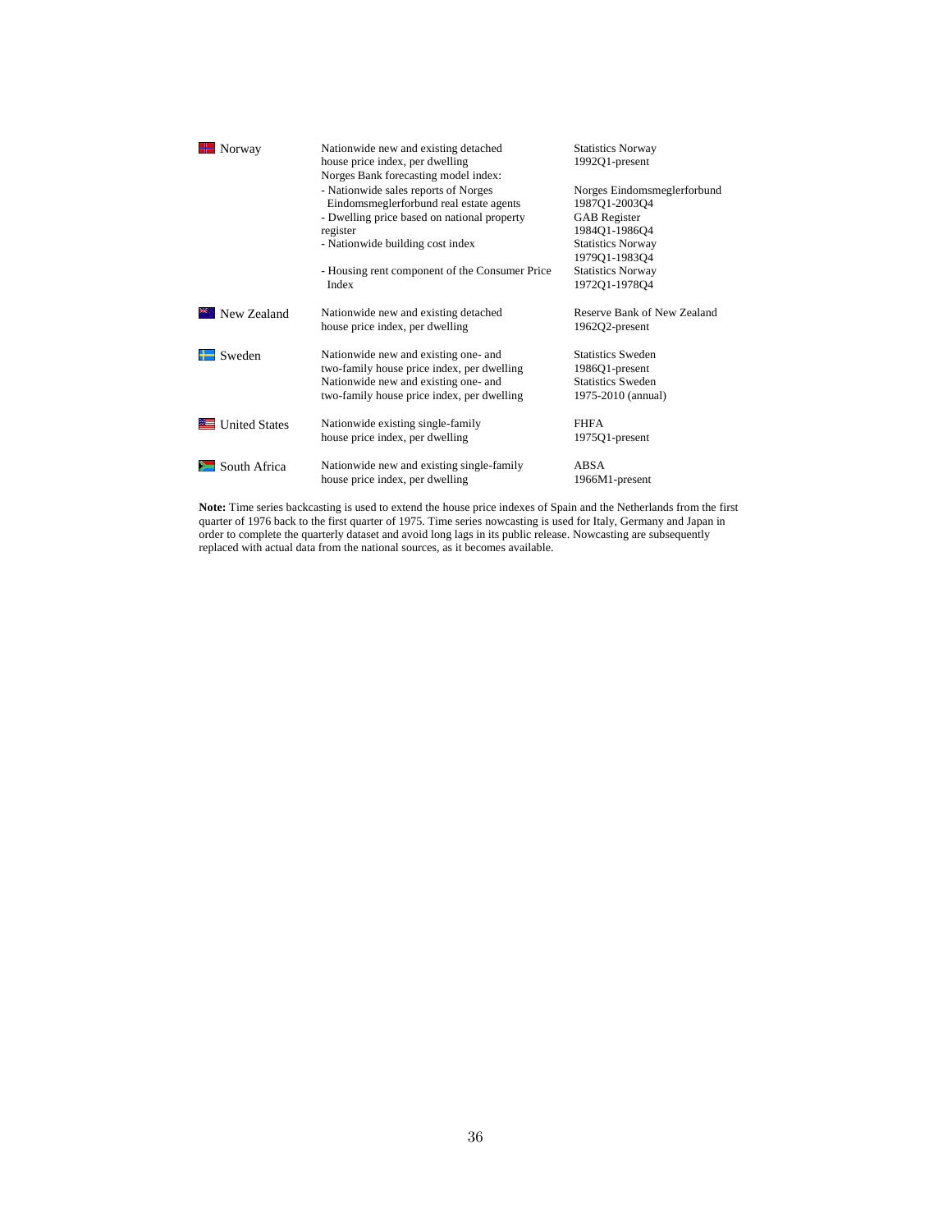| Country | Description | Source / Period |
|---|---|---|
| Norway | Nationwide new and existing detached house price index, per dwelling | Statistics Norway 1992Q1-present |
| | Norges Bank forecasting model index: | |
| | - Nationwide sales reports of Norges Eindomsmeglerforbund real estate agents | Norges Eindomsmeglerforbund 1987Q1-2003Q4 |
| | - Dwelling price based on national property register | GAB Register 1984Q1-1986Q4 |
| | - Nationwide building cost index | Statistics Norway 1979Q1-1983Q4 |
| | - Housing rent component of the Consumer Price Index | Statistics Norway 1972Q1-1978Q4 |
| New Zealand | Nationwide new and existing detached house price index, per dwelling | Reserve Bank of New Zealand 1962Q2-present |
| Sweden | Nationwide new and existing one- and two-family house price index, per dwelling | Statistics Sweden 1986Q1-present |
| | Nationwide new and existing one- and two-family house price index, per dwelling | Statistics Sweden 1975-2010 (annual) |
| United States | Nationwide existing single-family house price index, per dwelling | FHFA 1975Q1-present |
| South Africa | Nationwide new and existing single-family house price index, per dwelling | ABSA 1966M1-present |

**Note:** Time series backcasting is used to extend the house price indexes of Spain and the Netherlands from the first quarter of 1976 back to the first quarter of 1975. Time series nowcasting is used for Italy, Germany and Japan in order to complete the quarterly dataset and avoid long lags in its public release. Nowcasting are subsequently replaced with actual data from the national sources, as it becomes available.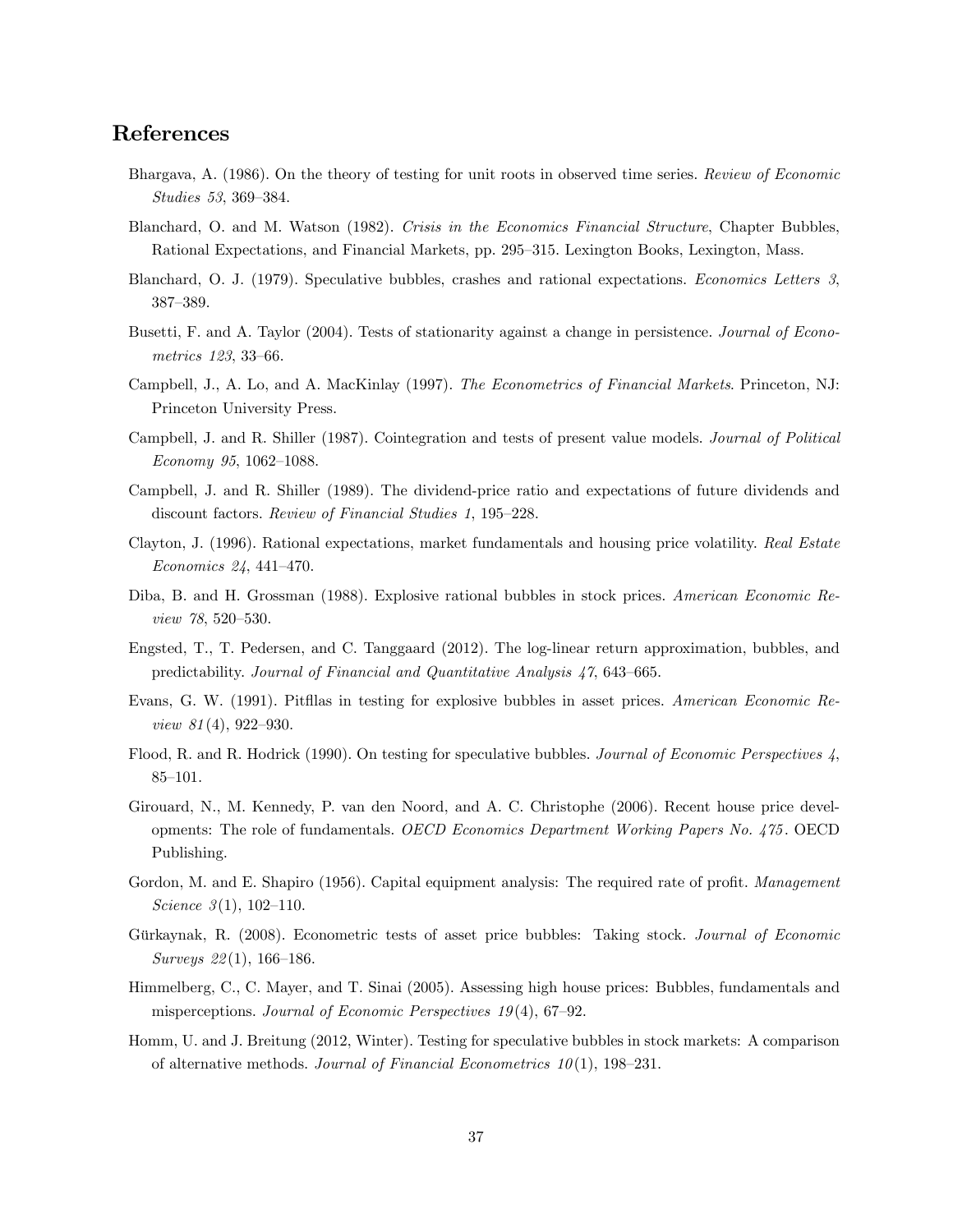## References

Bhargava, A. (1986). On the theory of testing for unit roots in observed time series. *Review of Economic Studies 53*, 369–384.

Blanchard, O. and M. Watson (1982). *Crisis in the Economics Financial Structure*, Chapter Bubbles, Rational Expectations, and Financial Markets, pp. 295–315. Lexington Books, Lexington, Mass.

Blanchard, O. J. (1979). Speculative bubbles, crashes and rational expectations. *Economics Letters 3*, 387–389.

Busetti, F. and A. Taylor (2004). Tests of stationarity against a change in persistence. *Journal of Econometrics 123*, 33–66.

Campbell, J., A. Lo, and A. MacKinlay (1997). *The Econometrics of Financial Markets*. Princeton, NJ: Princeton University Press.

Campbell, J. and R. Shiller (1987). Cointegration and tests of present value models. *Journal of Political Economy 95*, 1062–1088.

Campbell, J. and R. Shiller (1989). The dividend-price ratio and expectations of future dividends and discount factors. *Review of Financial Studies 1*, 195–228.

Clayton, J. (1996). Rational expectations, market fundamentals and housing price volatility. *Real Estate Economics 24*, 441–470.

Diba, B. and H. Grossman (1988). Explosive rational bubbles in stock prices. *American Economic Review 78*, 520–530.

Engsted, T., T. Pedersen, and C. Tanggaard (2012). The log-linear return approximation, bubbles, and predictability. *Journal of Financial and Quantitative Analysis 47*, 643–665.

Evans, G. W. (1991). Pitfllas in testing for explosive bubbles in asset prices. *American Economic Review 81*(4), 922–930.

Flood, R. and R. Hodrick (1990). On testing for speculative bubbles. *Journal of Economic Perspectives 4*, 85–101.

Girouard, N., M. Kennedy, P. van den Noord, and A. C. Christophe (2006). Recent house price developments: The role of fundamentals. *OECD Economics Department Working Papers No. 475*. OECD Publishing.

Gordon, M. and E. Shapiro (1956). Capital equipment analysis: The required rate of profit. *Management Science 3*(1), 102–110.

Gürkaynak, R. (2008). Econometric tests of asset price bubbles: Taking stock. *Journal of Economic Surveys 22*(1), 166–186.

Himmelberg, C., C. Mayer, and T. Sinai (2005). Assessing high house prices: Bubbles, fundamentals and misperceptions. *Journal of Economic Perspectives 19*(4), 67–92.

Homm, U. and J. Breitung (2012, Winter). Testing for speculative bubbles in stock markets: A comparison of alternative methods. *Journal of Financial Econometrics 10*(1), 198–231.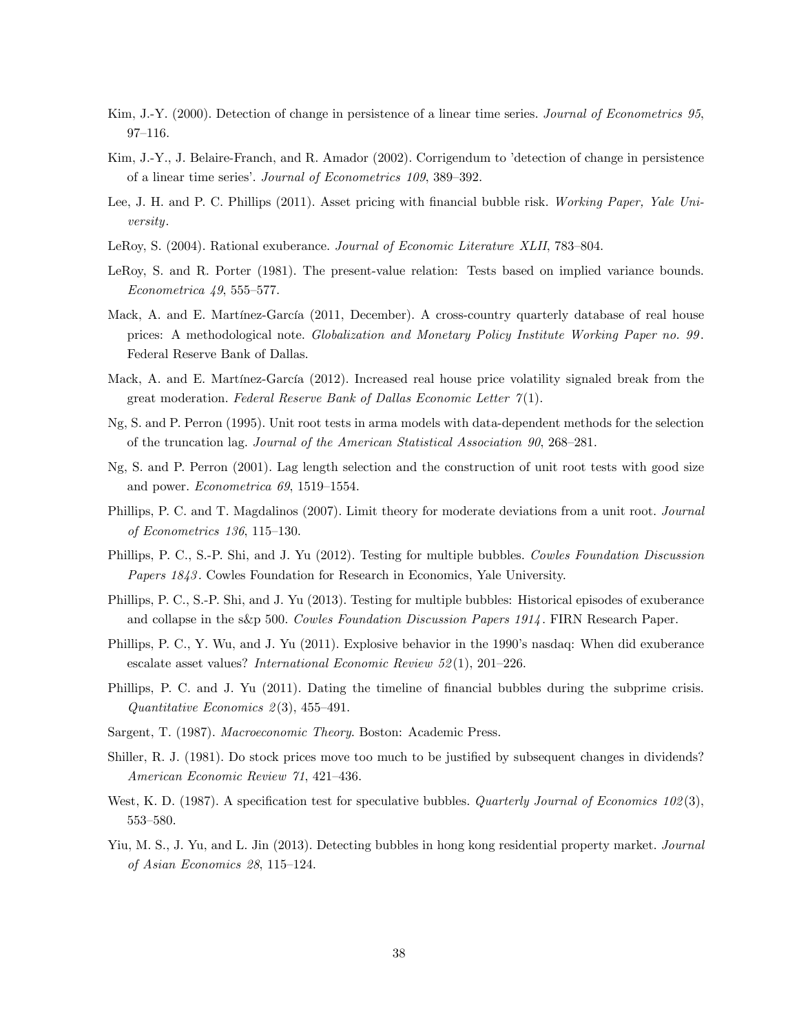Kim, J.-Y. (2000). Detection of change in persistence of a linear time series. *Journal of Econometrics 95*, 97–116.

Kim, J.-Y., J. Belaire-Franch, and R. Amador (2002). Corrigendum to 'detection of change in persistence of a linear time series'. *Journal of Econometrics 109*, 389–392.

Lee, J. H. and P. C. Phillips (2011). Asset pricing with financial bubble risk. *Working Paper, Yale University*.

LeRoy, S. (2004). Rational exuberance. *Journal of Economic Literature XLII*, 783–804.

LeRoy, S. and R. Porter (1981). The present-value relation: Tests based on implied variance bounds. *Econometrica 49*, 555–577.

Mack, A. and E. Martínez-García (2011, December). A cross-country quarterly database of real house prices: A methodological note. *Globalization and Monetary Policy Institute Working Paper no. 99*. Federal Reserve Bank of Dallas.

Mack, A. and E. Martínez-García (2012). Increased real house price volatility signaled break from the great moderation. *Federal Reserve Bank of Dallas Economic Letter 7*(1).

Ng, S. and P. Perron (1995). Unit root tests in arma models with data-dependent methods for the selection of the truncation lag. *Journal of the American Statistical Association 90*, 268–281.

Ng, S. and P. Perron (2001). Lag length selection and the construction of unit root tests with good size and power. *Econometrica 69*, 1519–1554.

Phillips, P. C. and T. Magdalinos (2007). Limit theory for moderate deviations from a unit root. *Journal of Econometrics 136*, 115–130.

Phillips, P. C., S.-P. Shi, and J. Yu (2012). Testing for multiple bubbles. *Cowles Foundation Discussion Papers 1843*. Cowles Foundation for Research in Economics, Yale University.

Phillips, P. C., S.-P. Shi, and J. Yu (2013). Testing for multiple bubbles: Historical episodes of exuberance and collapse in the s&p 500. *Cowles Foundation Discussion Papers 1914*. FIRN Research Paper.

Phillips, P. C., Y. Wu, and J. Yu (2011). Explosive behavior in the 1990's nasdaq: When did exuberance escalate asset values? *International Economic Review 52*(1), 201–226.

Phillips, P. C. and J. Yu (2011). Dating the timeline of financial bubbles during the subprime crisis. *Quantitative Economics 2*(3), 455–491.

Sargent, T. (1987). *Macroeconomic Theory*. Boston: Academic Press.

Shiller, R. J. (1981). Do stock prices move too much to be justified by subsequent changes in dividends? *American Economic Review 71*, 421–436.

West, K. D. (1987). A specification test for speculative bubbles. *Quarterly Journal of Economics 102*(3), 553–580.

Yiu, M. S., J. Yu, and L. Jin (2013). Detecting bubbles in hong kong residential property market. *Journal of Asian Economics 28*, 115–124.